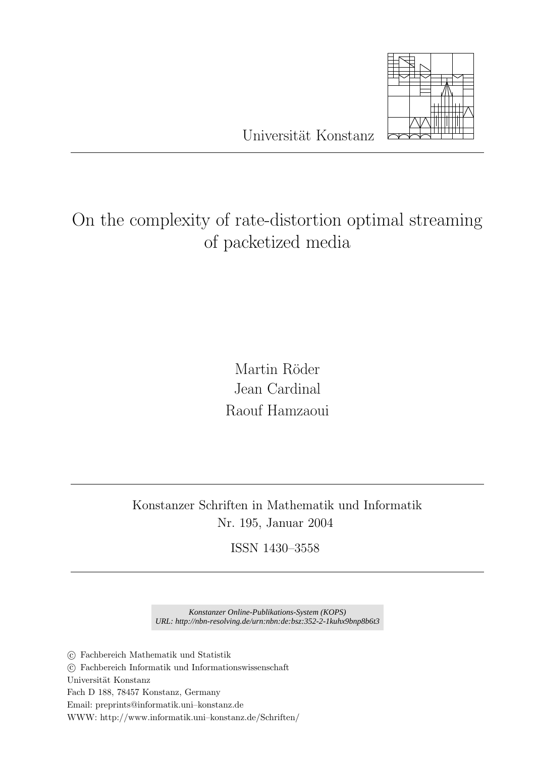Universität Konstanz

# On the complexity of rate-distortion optimal streaming of packetized media

Martin Röder
Jean Cardinal
Raouf Hamzaoui

Konstanzer Schriften in Mathematik und Informatik
Nr. 195, Januar 2004

ISSN 1430–3558

*Konstanzer Online-Publikations-System (KOPS)*
*URL: http://nbn-resolving.de/urn:nbn:de:bsz:352-2-1kuhx9bnp8b6t3*

© Fachbereich Mathematik und Statistik
© Fachbereich Informatik und Informationswissenschaft
Universität Konstanz
Fach D 188, 78457 Konstanz, Germany
Email: preprints@informatik.uni–konstanz.de
WWW: http://www.informatik.uni–konstanz.de/Schriften/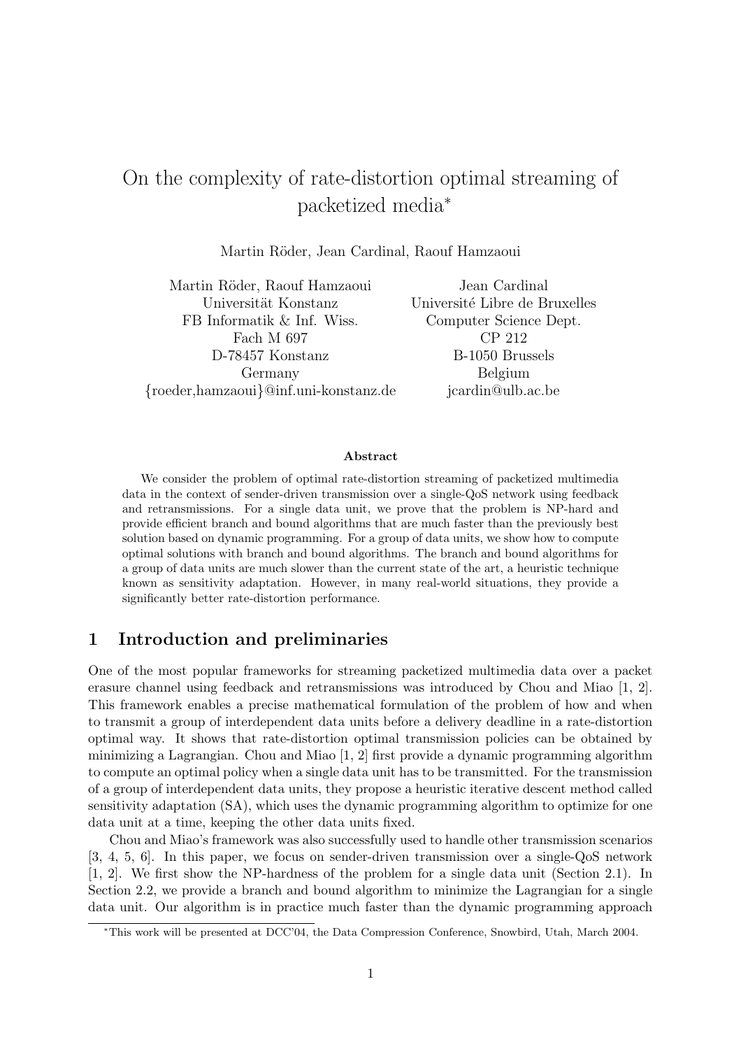// On the complexity of rate-distortion optimal streaming of packetized media*

Martin Röder, Jean Cardinal, Raouf Hamzaoui

| Martin Röder, Raouf Hamzaoui | Jean Cardinal |
|---|---|
| Universität Konstanz | Université Libre de Bruxelles |
| FB Informatik & Inf. Wiss. | Computer Science Dept. |
| Fach M 697 | CP 212 |
| D-78457 Konstanz | B-1050 Brussels |
| Germany | Belgium |
| {roeder,hamzaoui}@inf.uni-konstanz.de | jcardin@ulb.ac.be |

**Abstract**

We consider the problem of optimal rate-distortion streaming of packetized multimedia data in the context of sender-driven transmission over a single-QoS network using feedback and retransmissions. For a single data unit, we prove that the problem is NP-hard and provide efficient branch and bound algorithms that are much faster than the previously best solution based on dynamic programming. For a group of data units, we show how to compute optimal solutions with branch and bound algorithms. The branch and bound algorithms for a group of data units are much slower than the current state of the art, a heuristic technique known as sensitivity adaptation. However, in many real-world situations, they provide a significantly better rate-distortion performance.

## 1 Introduction and preliminaries

One of the most popular frameworks for streaming packetized multimedia data over a packet erasure channel using feedback and retransmissions was introduced by Chou and Miao [1, 2]. This framework enables a precise mathematical formulation of the problem of how and when to transmit a group of interdependent data units before a delivery deadline in a rate-distortion optimal way. It shows that rate-distortion optimal transmission policies can be obtained by minimizing a Lagrangian. Chou and Miao [1, 2] first provide a dynamic programming algorithm to compute an optimal policy when a single data unit has to be transmitted. For the transmission of a group of interdependent data units, they propose a heuristic iterative descent method called sensitivity adaptation (SA), which uses the dynamic programming algorithm to optimize for one data unit at a time, keeping the other data units fixed.

Chou and Miao's framework was also successfully used to handle other transmission scenarios [3, 4, 5, 6]. In this paper, we focus on sender-driven transmission over a single-QoS network [1, 2]. We first show the NP-hardness of the problem for a single data unit (Section 2.1). In Section 2.2, we provide a branch and bound algorithm to minimize the Lagrangian for a single data unit. Our algorithm is in practice much faster than the dynamic programming approach

*This work will be presented at DCC'04, the Data Compression Conference, Snowbird, Utah, March 2004.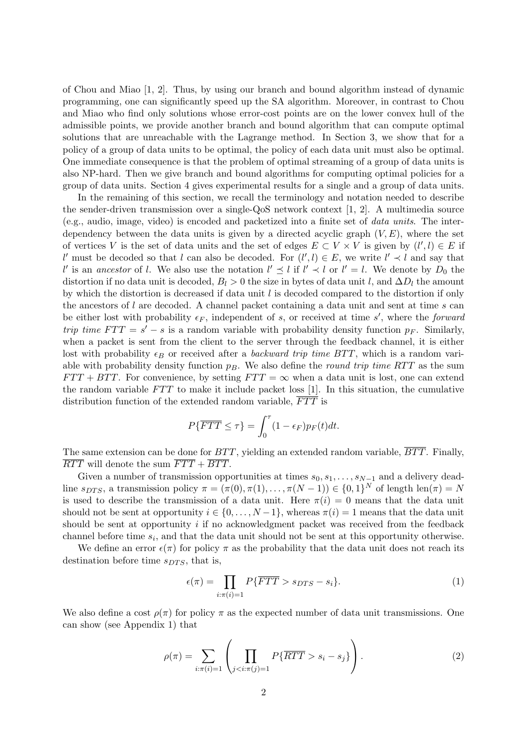of Chou and Miao [1, 2]. Thus, by using our branch and bound algorithm instead of dynamic programming, one can significantly speed up the SA algorithm. Moreover, in contrast to Chou and Miao who find only solutions whose error-cost points are on the lower convex hull of the admissible points, we provide another branch and bound algorithm that can compute optimal solutions that are unreachable with the Lagrange method. In Section 3, we show that for a policy of a group of data units to be optimal, the policy of each data unit must also be optimal. One immediate consequence is that the problem of optimal streaming of a group of data units is also NP-hard. Then we give branch and bound algorithms for computing optimal policies for a group of data units. Section 4 gives experimental results for a single and a group of data units.

In the remaining of this section, we recall the terminology and notation needed to describe the sender-driven transmission over a single-QoS network context [1, 2]. A multimedia source (e.g., audio, image, video) is encoded and packetized into a finite set of *data units*. The interdependency between the data units is given by a directed acyclic graph $(V, E)$, where the set of vertices $V$ is the set of data units and the set of edges $E \subset V \times V$ is given by $(l', l) \in E$ if $l'$ must be decoded so that $l$ can also be decoded. For $(l', l) \in E$, we write $l' \prec l$ and say that $l'$ is an *ancestor* of $l$. We also use the notation $l' \preceq l$ if $l' \prec l$ or $l' = l$. We denote by $D_0$ the distortion if no data unit is decoded, $B_l > 0$ the size in bytes of data unit $l$, and $\Delta D_l$ the amount by which the distortion is decreased if data unit $l$ is decoded compared to the distortion if only the ancestors of $l$ are decoded. A channel packet containing a data unit and sent at time $s$ can be either lost with probability $\epsilon_F$, independent of $s$, or received at time $s'$, where the *forward trip time* $FTT = s' - s$ is a random variable with probability density function $p_F$. Similarly, when a packet is sent from the client to the server through the feedback channel, it is either lost with probability $\epsilon_B$ or received after a *backward trip time* $BTT$, which is a random variable with probability density function $p_B$. We also define the *round trip time* $RTT$ as the sum $FTT + BTT$. For convenience, by setting $FTT = \infty$ when a data unit is lost, one can extend the random variable $FTT$ to make it include packet loss [1]. In this situation, the cumulative distribution function of the extended random variable, $\overline{FTT}$ is

$$P\{\overline{FTT} \leq \tau\} = \int_0^\tau (1 - \epsilon_F) p_F(t) dt.$$

The same extension can be done for $BTT$, yielding an extended random variable, $\overline{BTT}$. Finally, $\overline{RTT}$ will denote the sum $\overline{FTT} + \overline{BTT}$.

Given a number of transmission opportunities at times $s_0, s_1, \ldots, s_{N-1}$ and a delivery deadline $s_{DTS}$, a transmission policy $\pi = (\pi(0), \pi(1), \ldots, \pi(N-1)) \in \{0, 1\}^N$ of length $\text{len}(\pi) = N$ is used to describe the transmission of a data unit. Here $\pi(i) = 0$ means that the data unit should not be sent at opportunity $i \in \{0, \ldots, N-1\}$, whereas $\pi(i) = 1$ means that the data unit should be sent at opportunity $i$ if no acknowledgment packet was received from the feedback channel before time $s_i$, and that the data unit should not be sent at this opportunity otherwise.

We define an error $\epsilon(\pi)$ for policy $\pi$ as the probability that the data unit does not reach its destination before time $s_{DTS}$, that is,

$$\epsilon(\pi) = \prod_{i:\pi(i)=1} P\{\overline{FTT} > s_{DTS} - s_i\}. \tag{1}$$

We also define a cost $\rho(\pi)$ for policy $\pi$ as the expected number of data unit transmissions. One can show (see Appendix 1) that

$$\rho(\pi) = \sum_{i:\pi(i)=1} \left( \prod_{j<i:\pi(j)=1} P\{\overline{RTT} > s_i - s_j\} \right). \tag{2}$$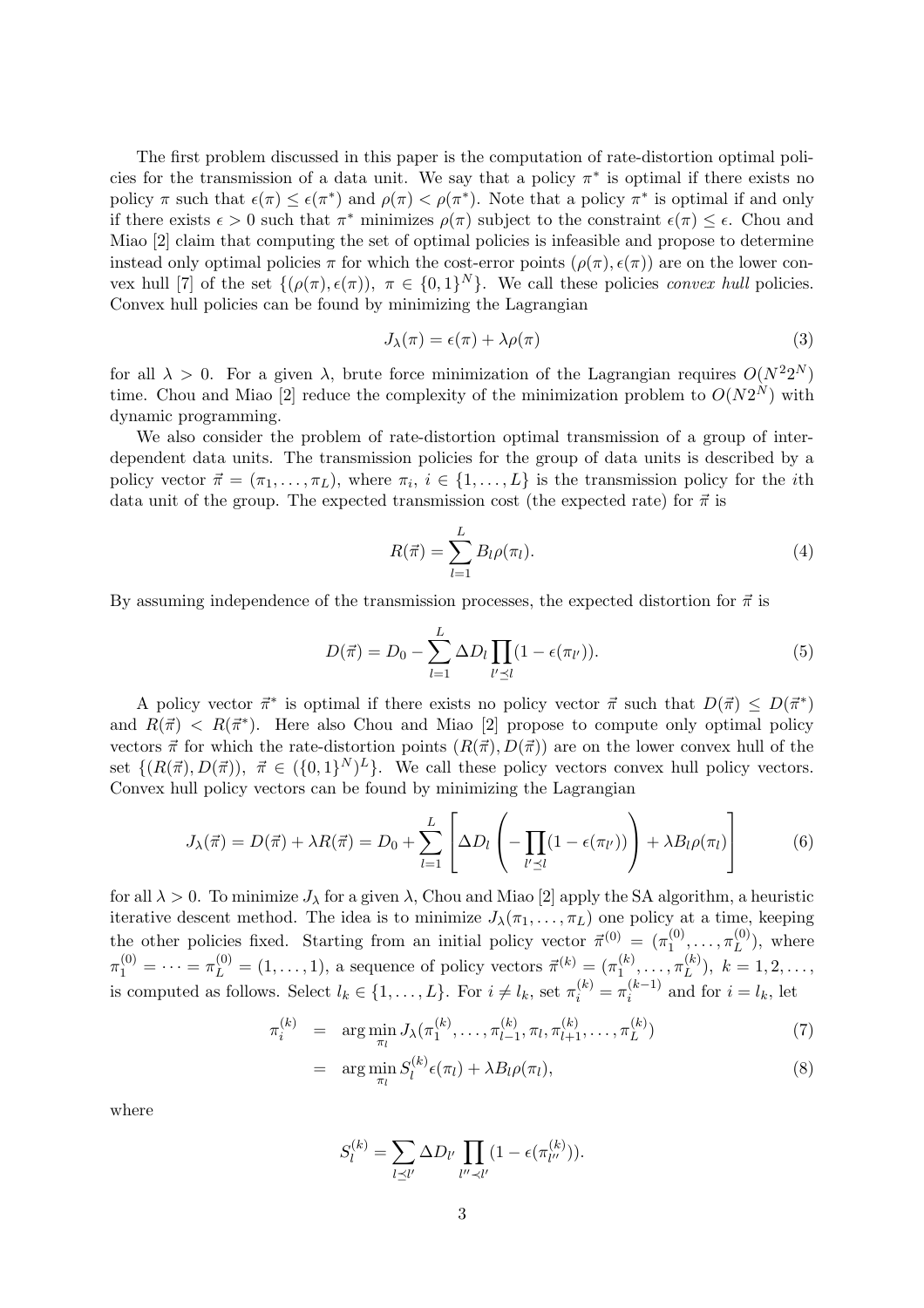The first problem discussed in this paper is the computation of rate-distortion optimal policies for the transmission of a data unit. We say that a policy $\pi^*$ is optimal if there exists no policy $\pi$ such that $\epsilon(\pi) \leq \epsilon(\pi^*)$ and $\rho(\pi) < \rho(\pi^*)$. Note that a policy $\pi^*$ is optimal if and only if there exists $\epsilon > 0$ such that $\pi^*$ minimizes $\rho(\pi)$ subject to the constraint $\epsilon(\pi) \leq \epsilon$. Chou and Miao [2] claim that computing the set of optimal policies is infeasible and propose to determine instead only optimal policies $\pi$ for which the cost-error points $(\rho(\pi), \epsilon(\pi))$ are on the lower convex hull [7] of the set $\{(\rho(\pi), \epsilon(\pi)),\ \pi \in \{0,1\}^N\}$. We call these policies *convex hull* policies. Convex hull policies can be found by minimizing the Lagrangian

$$J_\lambda(\pi) = \epsilon(\pi) + \lambda \rho(\pi) \tag{3}$$

for all $\lambda > 0$. For a given $\lambda$, brute force minimization of the Lagrangian requires $O(N^2 2^N)$ time. Chou and Miao [2] reduce the complexity of the minimization problem to $O(N 2^N)$ with dynamic programming.

We also consider the problem of rate-distortion optimal transmission of a group of interdependent data units. The transmission policies for the group of data units is described by a policy vector $\vec{\pi} = (\pi_1, \ldots, \pi_L)$, where $\pi_i$, $i \in \{1, \ldots, L\}$ is the transmission policy for the $i$th data unit of the group. The expected transmission cost (the expected rate) for $\vec{\pi}$ is

$$R(\vec{\pi}) = \sum_{l=1}^{L} B_l \rho(\pi_l). \tag{4}$$

By assuming independence of the transmission processes, the expected distortion for $\vec{\pi}$ is

$$D(\vec{\pi}) = D_0 - \sum_{l=1}^{L} \Delta D_l \prod_{l' \preceq l} (1 - \epsilon(\pi_{l'})). \tag{5}$$

A policy vector $\vec{\pi}^*$ is optimal if there exists no policy vector $\vec{\pi}$ such that $D(\vec{\pi}) \leq D(\vec{\pi}^*)$ and $R(\vec{\pi}) < R(\vec{\pi}^*)$. Here also Chou and Miao [2] propose to compute only optimal policy vectors $\vec{\pi}$ for which the rate-distortion points $(R(\vec{\pi}), D(\vec{\pi}))$ are on the lower convex hull of the set $\{(R(\vec{\pi}), D(\vec{\pi})),\ \vec{\pi} \in (\{0,1\}^N)^L\}$. We call these policy vectors convex hull policy vectors. Convex hull policy vectors can be found by minimizing the Lagrangian

$$J_\lambda(\vec{\pi}) = D(\vec{\pi}) + \lambda R(\vec{\pi}) = D_0 + \sum_{l=1}^{L} \left[ \Delta D_l \left( - \prod_{l' \preceq l} (1 - \epsilon(\pi_{l'})) \right) + \lambda B_l \rho(\pi_l) \right] \tag{6}$$

for all $\lambda > 0$. To minimize $J_\lambda$ for a given $\lambda$, Chou and Miao [2] apply the SA algorithm, a heuristic iterative descent method. The idea is to minimize $J_\lambda(\pi_1, \ldots, \pi_L)$ one policy at a time, keeping the other policies fixed. Starting from an initial policy vector $\vec{\pi}^{(0)} = (\pi_1^{(0)}, \ldots, \pi_L^{(0)})$, where $\pi_1^{(0)} = \cdots = \pi_L^{(0)} = (1, \ldots, 1)$, a sequence of policy vectors $\vec{\pi}^{(k)} = (\pi_1^{(k)}, \ldots, \pi_L^{(k)})$, $k = 1, 2, \ldots$, is computed as follows. Select $l_k \in \{1, \ldots, L\}$. For $i \neq l_k$, set $\pi_i^{(k)} = \pi_i^{(k-1)}$ and for $i = l_k$, let

$$\begin{aligned} \pi_i^{(k)} &= \arg\min_{\pi_l} J_\lambda(\pi_1^{(k)}, \ldots, \pi_{l-1}^{(k)}, \pi_l, \pi_{l+1}^{(k)}, \ldots, \pi_L^{(k)}) && (7) \\ &= \arg\min_{\pi_l} S_l^{(k)} \epsilon(\pi_l) + \lambda B_l \rho(\pi_l), && (8) \end{aligned}$$

where

$$S_l^{(k)} = \sum_{l \preceq l'} \Delta D_{l'} \prod_{l'' \prec l'} (1 - \epsilon(\pi_{l''}^{(k)})).$$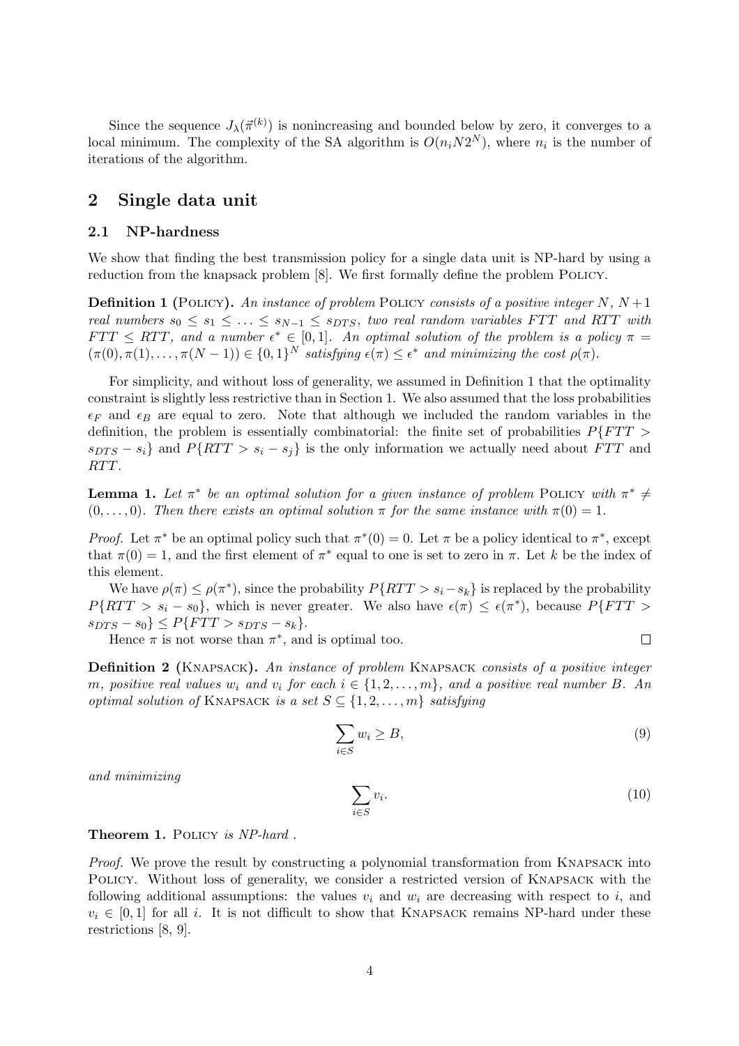Since the sequence $J_\lambda(\vec{\pi}^{(k)})$ is nonincreasing and bounded below by zero, it converges to a local minimum. The complexity of the SA algorithm is $O(n_i N 2^N)$, where $n_i$ is the number of iterations of the algorithm.

## 2 Single data unit

### 2.1 NP-hardness

We show that finding the best transmission policy for a single data unit is NP-hard by using a reduction from the knapsack problem [8]. We first formally define the problem POLICY.

**Definition 1 (POLICY).** *An instance of problem* POLICY *consists of a positive integer $N$, $N+1$ real numbers $s_0 \leq s_1 \leq \ldots \leq s_{N-1} \leq s_{DTS}$, two real random variables $FTT$ and $RTT$ with $FTT \leq RTT$, and a number $\epsilon^* \in [0, 1]$. An optimal solution of the problem is a policy $\pi = (\pi(0), \pi(1), \ldots, \pi(N-1)) \in \{0, 1\}^N$ satisfying $\epsilon(\pi) \leq \epsilon^*$ and minimizing the cost $\rho(\pi)$.*

For simplicity, and without loss of generality, we assumed in Definition 1 that the optimality constraint is slightly less restrictive than in Section 1. We also assumed that the loss probabilities $\epsilon_F$ and $\epsilon_B$ are equal to zero. Note that although we included the random variables in the definition, the problem is essentially combinatorial: the finite set of probabilities $P\{FTT > s_{DTS} - s_i\}$ and $P\{RTT > s_i - s_j\}$ is the only information we actually need about $FTT$ and $RTT$.

**Lemma 1.** *Let $\pi^*$ be an optimal solution for a given instance of problem* POLICY *with $\pi^* \neq (0, \ldots, 0)$. Then there exists an optimal solution $\pi$ for the same instance with $\pi(0) = 1$.*

*Proof.* Let $\pi^*$ be an optimal policy such that $\pi^*(0) = 0$. Let $\pi$ be a policy identical to $\pi^*$, except that $\pi(0) = 1$, and the first element of $\pi^*$ equal to one is set to zero in $\pi$. Let $k$ be the index of this element.

We have $\rho(\pi) \leq \rho(\pi^*)$, since the probability $P\{RTT > s_i - s_k\}$ is replaced by the probability $P\{RTT > s_i - s_0\}$, which is never greater. We also have $\epsilon(\pi) \leq \epsilon(\pi^*)$, because $P\{FTT > s_{DTS} - s_0\} \leq P\{FTT > s_{DTS} - s_k\}$.

Hence $\pi$ is not worse than $\pi^*$, and is optimal too. $\square$

**Definition 2 (KNAPSACK).** *An instance of problem* KNAPSACK *consists of a positive integer $m$, positive real values $w_i$ and $v_i$ for each $i \in \{1, 2, \ldots, m\}$, and a positive real number $B$. An optimal solution of* KNAPSACK *is a set $S \subseteq \{1, 2, \ldots, m\}$ satisfying*

$$\sum_{i \in S} w_i \geq B, \tag{9}$$

*and minimizing*

$$\sum_{i \in S} v_i. \tag{10}$$

**Theorem 1.** POLICY *is NP-hard .*

*Proof.* We prove the result by constructing a polynomial transformation from KNAPSACK into POLICY. Without loss of generality, we consider a restricted version of KNAPSACK with the following additional assumptions: the values $v_i$ and $w_i$ are decreasing with respect to $i$, and $v_i \in [0, 1]$ for all $i$. It is not difficult to show that KNAPSACK remains NP-hard under these restrictions [8, 9].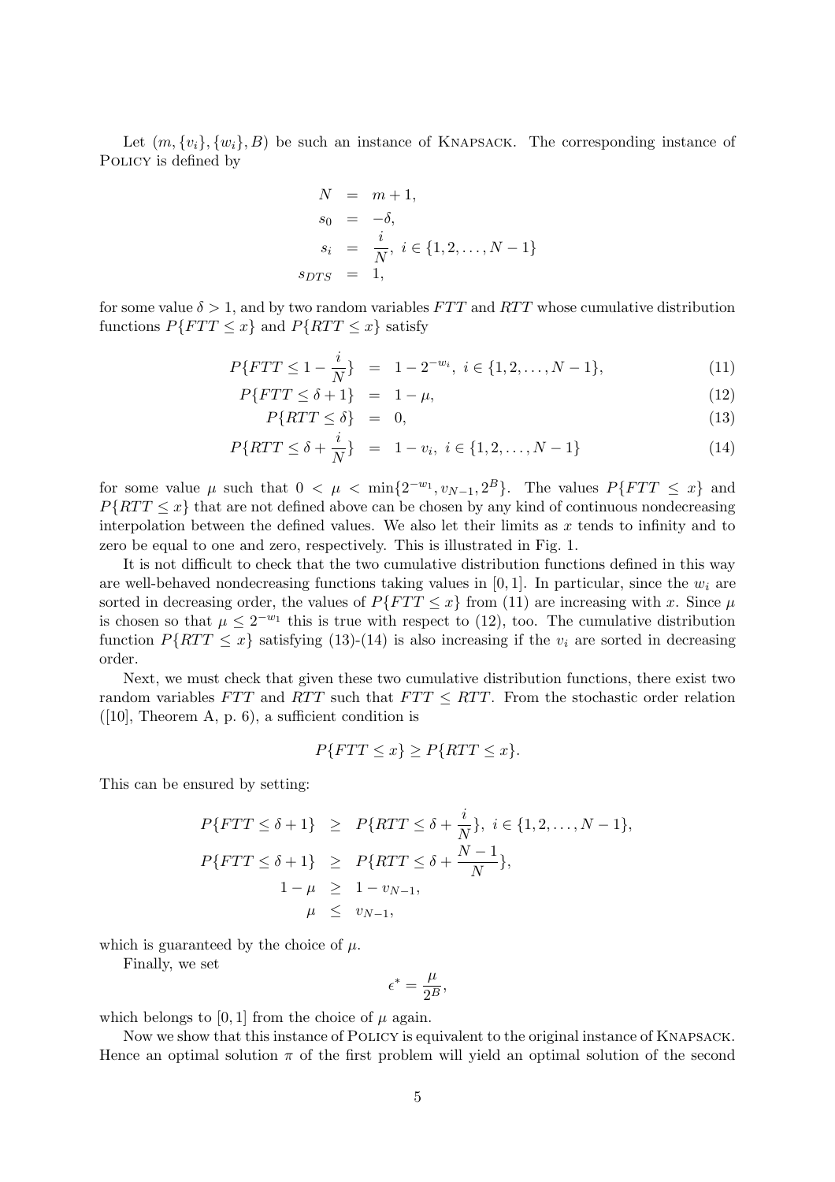Let $(m, \{v_i\}, \{w_i\}, B)$ be such an instance of KNAPSACK. The corresponding instance of POLICY is defined by

$$
\begin{aligned}
N &= m+1, \\
s_0 &= -\delta, \\
s_i &= \frac{i}{N},\ i \in \{1, 2, \ldots, N-1\} \\
s_{DTS} &= 1,
\end{aligned}
$$

for some value $\delta > 1$, and by two random variables $FTT$ and $RTT$ whose cumulative distribution functions $P\{FTT \leq x\}$ and $P\{RTT \leq x\}$ satisfy

$$
P\{FTT \leq 1 - \frac{i}{N}\} = 1 - 2^{-w_i},\ i \in \{1, 2, \ldots, N-1\}, \tag{11}
$$

$$
P\{FTT \leq \delta + 1\} = 1 - \mu, \tag{12}
$$

$$
P\{RTT \leq \delta\} = 0, \tag{13}
$$

$$
P\{RTT \leq \delta + \frac{i}{N}\} = 1 - v_i,\ i \in \{1, 2, \ldots, N-1\} \tag{14}
$$

for some value $\mu$ such that $0 < \mu < \min\{2^{-w_1}, v_{N-1}, 2^B\}$. The values $P\{FTT \leq x\}$ and $P\{RTT \leq x\}$ that are not defined above can be chosen by any kind of continuous nondecreasing interpolation between the defined values. We also let their limits as $x$ tends to infinity and to zero be equal to one and zero, respectively. This is illustrated in Fig. 1.

It is not difficult to check that the two cumulative distribution functions defined in this way are well-behaved nondecreasing functions taking values in $[0, 1]$. In particular, since the $w_i$ are sorted in decreasing order, the values of $P\{FTT \leq x\}$ from (11) are increasing with $x$. Since $\mu$ is chosen so that $\mu \leq 2^{-w_1}$ this is true with respect to (12), too. The cumulative distribution function $P\{RTT \leq x\}$ satisfying (13)-(14) is also increasing if the $v_i$ are sorted in decreasing order.

Next, we must check that given these two cumulative distribution functions, there exist two random variables $FTT$ and $RTT$ such that $FTT \leq RTT$. From the stochastic order relation ([10], Theorem A, p. 6), a sufficient condition is

$$
P\{FTT \leq x\} \geq P\{RTT \leq x\}.
$$

This can be ensured by setting:

$$
\begin{aligned}
P\{FTT \leq \delta + 1\} &\geq P\{RTT \leq \delta + \frac{i}{N}\},\ i \in \{1, 2, \ldots, N-1\}, \\
P\{FTT \leq \delta + 1\} &\geq P\{RTT \leq \delta + \frac{N-1}{N}\}, \\
1 - \mu &\geq 1 - v_{N-1}, \\
\mu &\leq v_{N-1},
\end{aligned}
$$

which is guaranteed by the choice of $\mu$.

Finally, we set

$$
\epsilon^* = \frac{\mu}{2^B},
$$

which belongs to $[0, 1]$ from the choice of $\mu$ again.

Now we show that this instance of POLICY is equivalent to the original instance of KNAPSACK. Hence an optimal solution $\pi$ of the first problem will yield an optimal solution of the second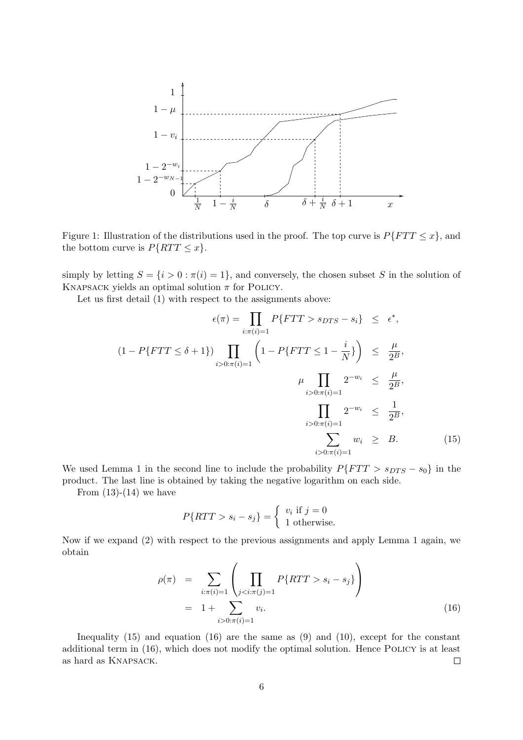Figure 1: Illustration of the distributions used in the proof. The top curve is $P\{FTT \leq x\}$, and the bottom curve is $P\{RTT \leq x\}$.

simply by letting $S = \{i > 0 : \pi(i) = 1\}$, and conversely, the chosen subset $S$ in the solution of KNAPSACK yields an optimal solution $\pi$ for POLICY.

Let us first detail (1) with respect to the assignments above:

$$
\begin{aligned}
\epsilon(\pi) = \prod_{i:\pi(i)=1} P\{FTT > s_{DTS} - s_i\} &\leq \epsilon^*, \\
(1 - P\{FTT \leq \delta + 1\}) \prod_{i>0:\pi(i)=1} \left(1 - P\{FTT \leq 1 - \frac{i}{N}\}\right) &\leq \frac{\mu}{2^B}, \\
\mu \prod_{i>0:\pi(i)=1} 2^{-w_i} &\leq \frac{\mu}{2^B}, \\
\prod_{i>0:\pi(i)=1} 2^{-w_i} &\leq \frac{1}{2^B}, \\
\sum_{i>0:\pi(i)=1} w_i &\geq B. \qquad (15)
\end{aligned}
$$

We used Lemma 1 in the second line to include the probability $P\{FTT > s_{DTS} - s_0\}$ in the product. The last line is obtained by taking the negative logarithm on each side.

From (13)-(14) we have

$$
P\{RTT > s_i - s_j\} = \begin{cases} v_i \text{ if } j = 0 \\ 1 \text{ otherwise.} \end{cases}
$$

Now if we expand (2) with respect to the previous assignments and apply Lemma 1 again, we obtain

$$
\begin{aligned}
\rho(\pi) &= \sum_{i:\pi(i)=1} \left( \prod_{j<i:\pi(j)=1} P\{RTT > s_i - s_j\} \right) \\
&= 1 + \sum_{i>0:\pi(i)=1} v_i. \qquad (16)
\end{aligned}
$$

Inequality (15) and equation (16) are the same as (9) and (10), except for the constant additional term in (16), which does not modify the optimal solution. Hence POLICY is at least as hard as KNAPSACK. $\square$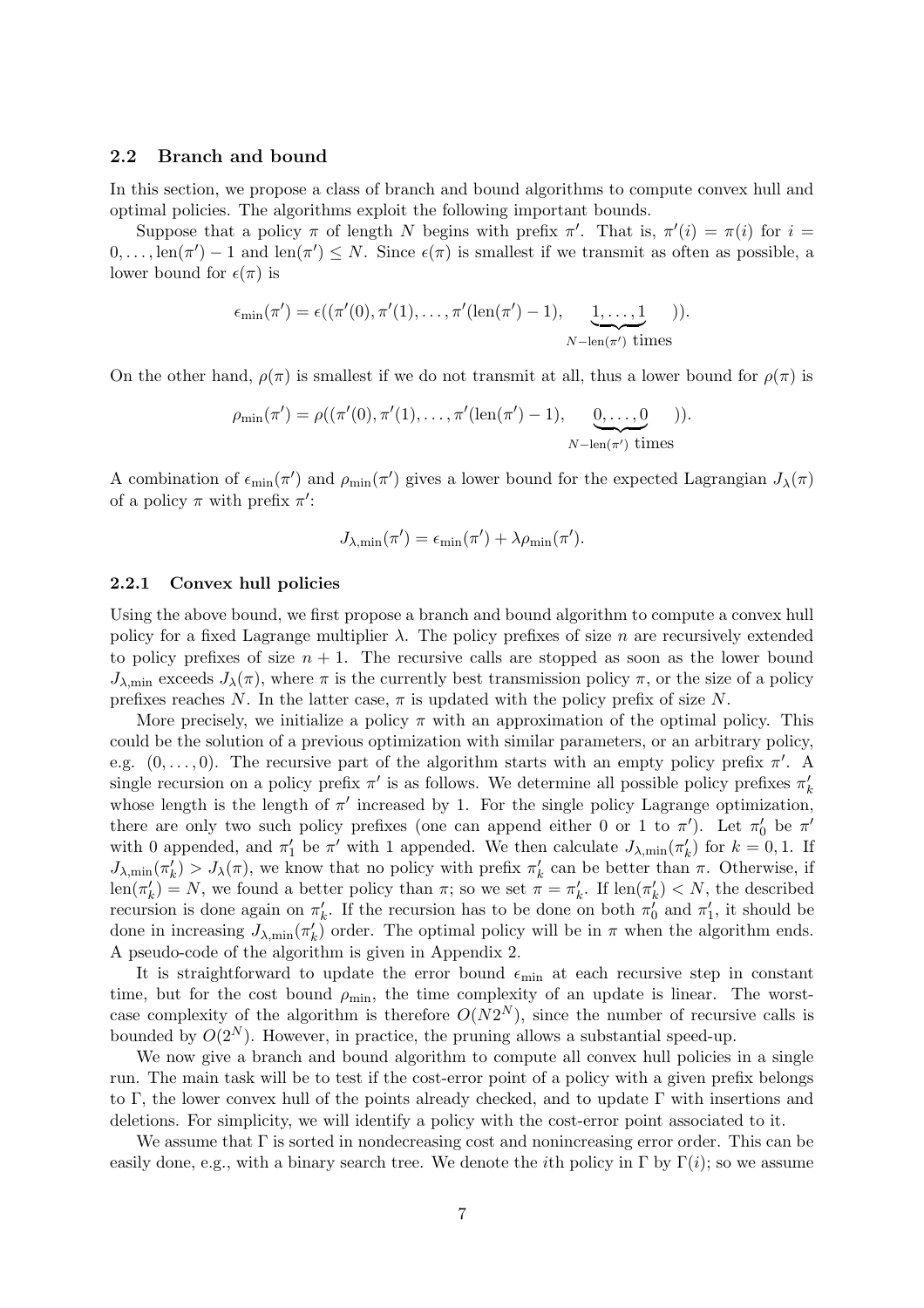### 2.2 Branch and bound

In this section, we propose a class of branch and bound algorithms to compute convex hull and optimal policies. The algorithms exploit the following important bounds.

Suppose that a policy $\pi$ of length $N$ begins with prefix $\pi'$. That is, $\pi'(i) = \pi(i)$ for $i = 0, \dots, \text{len}(\pi') - 1$ and $\text{len}(\pi') \leq N$. Since $\epsilon(\pi)$ is smallest if we transmit as often as possible, a lower bound for $\epsilon(\pi)$ is

$$\epsilon_{\min}(\pi') = \epsilon((\pi'(0), \pi'(1), \dots, \pi'(\text{len}(\pi') - 1), \underbrace{1, \dots, 1}_{N - \text{len}(\pi') \text{ times}})).$$

On the other hand, $\rho(\pi)$ is smallest if we do not transmit at all, thus a lower bound for $\rho(\pi)$ is

$$\rho_{\min}(\pi') = \rho((\pi'(0), \pi'(1), \dots, \pi'(\text{len}(\pi') - 1), \underbrace{0, \dots, 0}_{N - \text{len}(\pi') \text{ times}})).$$

A combination of $\epsilon_{\min}(\pi')$ and $\rho_{\min}(\pi')$ gives a lower bound for the expected Lagrangian $J_\lambda(\pi)$ of a policy $\pi$ with prefix $\pi'$:

$$J_{\lambda,\min}(\pi') = \epsilon_{\min}(\pi') + \lambda \rho_{\min}(\pi').$$

#### 2.2.1 Convex hull policies

Using the above bound, we first propose a branch and bound algorithm to compute a convex hull policy for a fixed Lagrange multiplier $\lambda$. The policy prefixes of size $n$ are recursively extended to policy prefixes of size $n+1$. The recursive calls are stopped as soon as the lower bound $J_{\lambda,\min}$ exceeds $J_\lambda(\pi)$, where $\pi$ is the currently best transmission policy $\pi$, or the size of a policy prefixes reaches $N$. In the latter case, $\pi$ is updated with the policy prefix of size $N$.

More precisely, we initialize a policy $\pi$ with an approximation of the optimal policy. This could be the solution of a previous optimization with similar parameters, or an arbitrary policy, e.g. $(0, \dots, 0)$. The recursive part of the algorithm starts with an empty policy prefix $\pi'$. A single recursion on a policy prefix $\pi'$ is as follows. We determine all possible policy prefixes $\pi'_k$ whose length is the length of $\pi'$ increased by 1. For the single policy Lagrange optimization, there are only two such policy prefixes (one can append either 0 or 1 to $\pi'$). Let $\pi'_0$ be $\pi'$ with 0 appended, and $\pi'_1$ be $\pi'$ with 1 appended. We then calculate $J_{\lambda,\min}(\pi'_k)$ for $k = 0, 1$. If $J_{\lambda,\min}(\pi'_k) > J_\lambda(\pi)$, we know that no policy with prefix $\pi'_k$ can be better than $\pi$. Otherwise, if $\text{len}(\pi'_k) = N$, we found a better policy than $\pi$; so we set $\pi = \pi'_k$. If $\text{len}(\pi'_k) < N$, the described recursion is done again on $\pi'_k$. If the recursion has to be done on both $\pi'_0$ and $\pi'_1$, it should be done in increasing $J_{\lambda,\min}(\pi'_k)$ order. The optimal policy will be in $\pi$ when the algorithm ends. A pseudo-code of the algorithm is given in Appendix 2.

It is straightforward to update the error bound $\epsilon_{\min}$ at each recursive step in constant time, but for the cost bound $\rho_{\min}$, the time complexity of an update is linear. The worst-case complexity of the algorithm is therefore $O(N2^N)$, since the number of recursive calls is bounded by $O(2^N)$. However, in practice, the pruning allows a substantial speed-up.

We now give a branch and bound algorithm to compute all convex hull policies in a single run. The main task will be to test if the cost-error point of a policy with a given prefix belongs to $\Gamma$, the lower convex hull of the points already checked, and to update $\Gamma$ with insertions and deletions. For simplicity, we will identify a policy with the cost-error point associated to it.

We assume that $\Gamma$ is sorted in nondecreasing cost and nonincreasing error order. This can be easily done, e.g., with a binary search tree. We denote the $i$th policy in $\Gamma$ by $\Gamma(i)$; so we assume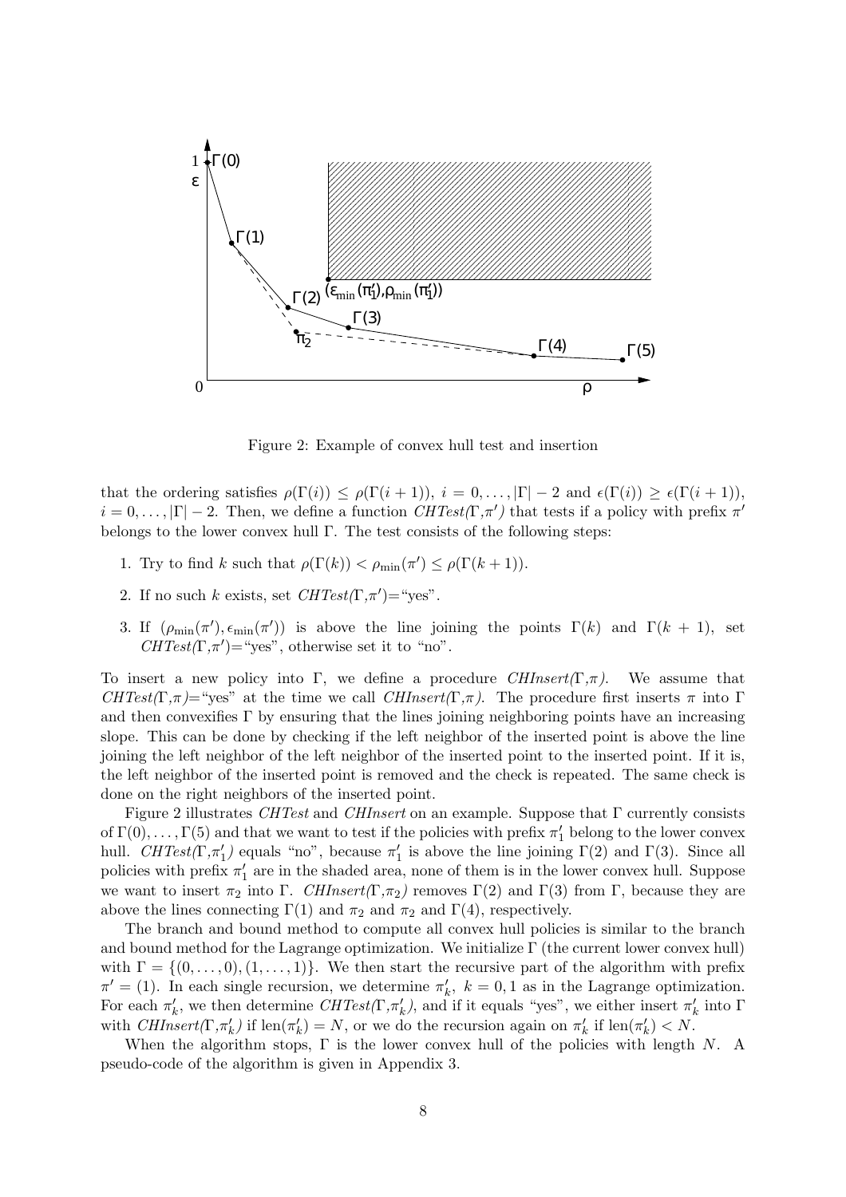Figure 2: Example of convex hull test and insertion

that the ordering satisfies $\rho(\Gamma(i)) \leq \rho(\Gamma(i+1)),\ i = 0, \ldots, |\Gamma| - 2$ and $\epsilon(\Gamma(i)) \geq \epsilon(\Gamma(i+1)),\ i = 0, \ldots, |\Gamma| - 2$. Then, we define a function *CHTest*($\Gamma$,$\pi'$) that tests if a policy with prefix $\pi'$ belongs to the lower convex hull $\Gamma$. The test consists of the following steps:

1. Try to find $k$ such that $\rho(\Gamma(k)) < \rho_{\min}(\pi') \leq \rho(\Gamma(k+1))$.
2. If no such $k$ exists, set *CHTest*($\Gamma$,$\pi'$)="yes".
3. If $(\rho_{\min}(\pi'), \epsilon_{\min}(\pi'))$ is above the line joining the points $\Gamma(k)$ and $\Gamma(k+1)$, set *CHTest*($\Gamma$,$\pi'$)="yes", otherwise set it to "no".

To insert a new policy into $\Gamma$, we define a procedure *CHInsert*($\Gamma$,$\pi$). We assume that *CHTest*($\Gamma$,$\pi$)="yes" at the time we call *CHInsert*($\Gamma$,$\pi$). The procedure first inserts $\pi$ into $\Gamma$ and then convexifies $\Gamma$ by ensuring that the lines joining neighboring points have an increasing slope. This can be done by checking if the left neighbor of the inserted point is above the line joining the left neighbor of the left neighbor of the inserted point to the inserted point. If it is, the left neighbor of the inserted point is removed and the check is repeated. The same check is done on the right neighbors of the inserted point.

Figure 2 illustrates *CHTest* and *CHInsert* on an example. Suppose that $\Gamma$ currently consists of $\Gamma(0), \ldots, \Gamma(5)$ and that we want to test if the policies with prefix $\pi'_1$ belong to the lower convex hull. *CHTest*($\Gamma$,$\pi'_1$) equals "no", because $\pi'_1$ is above the line joining $\Gamma(2)$ and $\Gamma(3)$. Since all policies with prefix $\pi'_1$ are in the shaded area, none of them is in the lower convex hull. Suppose we want to insert $\pi_2$ into $\Gamma$. *CHInsert*($\Gamma$,$\pi_2$) removes $\Gamma(2)$ and $\Gamma(3)$ from $\Gamma$, because they are above the lines connecting $\Gamma(1)$ and $\pi_2$ and $\pi_2$ and $\Gamma(4)$, respectively.

The branch and bound method to compute all convex hull policies is similar to the branch and bound method for the Lagrange optimization. We initialize $\Gamma$ (the current lower convex hull) with $\Gamma = \{(0, \ldots, 0), (1, \ldots, 1)\}$. We then start the recursive part of the algorithm with prefix $\pi' = (1)$. In each single recursion, we determine $\pi'_k,\ k = 0, 1$ as in the Lagrange optimization. For each $\pi'_k$, we then determine *CHTest*($\Gamma$,$\pi'_k$), and if it equals "yes", we either insert $\pi'_k$ into $\Gamma$ with *CHInsert*($\Gamma$,$\pi'_k$) if $\text{len}(\pi'_k) = N$, or we do the recursion again on $\pi'_k$ if $\text{len}(\pi'_k) < N$.

When the algorithm stops, $\Gamma$ is the lower convex hull of the policies with length $N$. A pseudo-code of the algorithm is given in Appendix 3.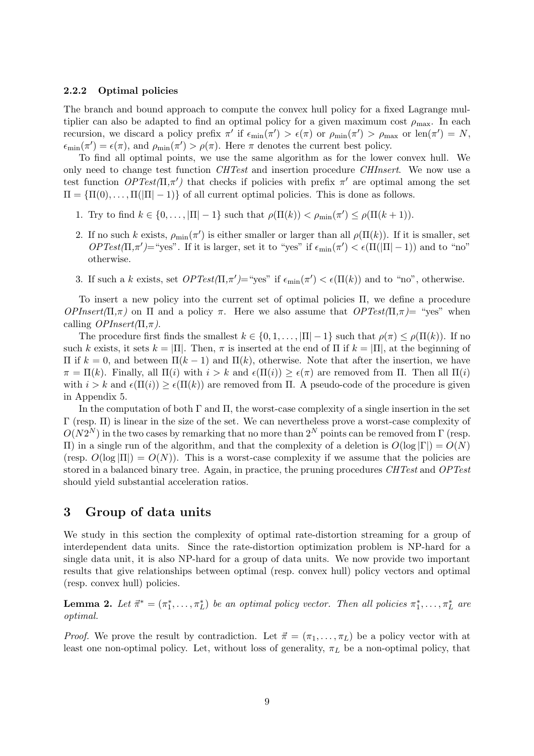#### 2.2.2 Optimal policies

The branch and bound approach to compute the convex hull policy for a fixed Lagrange multiplier can also be adapted to find an optimal policy for a given maximum cost $\rho_{\max}$. In each recursion, we discard a policy prefix $\pi'$ if $\epsilon_{\min}(\pi') > \epsilon(\pi)$ or $\rho_{\min}(\pi') > \rho_{\max}$ or $\text{len}(\pi') = N$, $\epsilon_{\min}(\pi') = \epsilon(\pi)$, and $\rho_{\min}(\pi') > \rho(\pi)$. Here $\pi$ denotes the current best policy.

To find all optimal points, we use the same algorithm as for the lower convex hull. We only need to change test function *CHTest* and insertion procedure *CHInsert*. We now use a test function *OPTest*($\Pi$,$\pi'$) that checks if policies with prefix $\pi'$ are optimal among the set $\Pi = \{\Pi(0), \ldots, \Pi(|\Pi|-1)\}$ of all current optimal policies. This is done as follows.

1. Try to find $k \in \{0, \ldots, |\Pi|-1\}$ such that $\rho(\Pi(k)) < \rho_{\min}(\pi') \leq \rho(\Pi(k+1))$.
2. If no such $k$ exists, $\rho_{\min}(\pi')$ is either smaller or larger than all $\rho(\Pi(k))$. If it is smaller, set *OPTest*($\Pi$,$\pi'$)="yes". If it is larger, set it to "yes" if $\epsilon_{\min}(\pi') < \epsilon(\Pi(|\Pi|-1))$ and to "no" otherwise.
3. If such a $k$ exists, set *OPTest*($\Pi$,$\pi'$)="yes" if $\epsilon_{\min}(\pi') < \epsilon(\Pi(k))$ and to "no", otherwise.

To insert a new policy into the current set of optimal policies $\Pi$, we define a procedure *OPInsert*($\Pi$,$\pi$) on $\Pi$ and a policy $\pi$. Here we also assume that *OPTest*($\Pi$,$\pi$)= "yes" when calling *OPInsert*($\Pi$,$\pi$).

The procedure first finds the smallest $k \in \{0, 1, \ldots, |\Pi|-1\}$ such that $\rho(\pi) \leq \rho(\Pi(k))$. If no such $k$ exists, it sets $k = |\Pi|$. Then, $\pi$ is inserted at the end of $\Pi$ if $k = |\Pi|$, at the beginning of $\Pi$ if $k = 0$, and between $\Pi(k-1)$ and $\Pi(k)$, otherwise. Note that after the insertion, we have $\pi = \Pi(k)$. Finally, all $\Pi(i)$ with $i > k$ and $\epsilon(\Pi(i)) \geq \epsilon(\pi)$ are removed from $\Pi$. Then all $\Pi(i)$ with $i > k$ and $\epsilon(\Pi(i)) \geq \epsilon(\Pi(k))$ are removed from $\Pi$. A pseudo-code of the procedure is given in Appendix 5.

In the computation of both $\Gamma$ and $\Pi$, the worst-case complexity of a single insertion in the set $\Gamma$ (resp. $\Pi$) is linear in the size of the set. We can nevertheless prove a worst-case complexity of $O(N2^N)$ in the two cases by remarking that no more than $2^N$ points can be removed from $\Gamma$ (resp. $\Pi$) in a single run of the algorithm, and that the complexity of a deletion is $O(\log|\Gamma|) = O(N)$ (resp. $O(\log|\Pi|) = O(N)$). This is a worst-case complexity if we assume that the policies are stored in a balanced binary tree. Again, in practice, the pruning procedures *CHTest* and *OPTest* should yield substantial acceleration ratios.

## 3 Group of data units

We study in this section the complexity of optimal rate-distortion streaming for a group of interdependent data units. Since the rate-distortion optimization problem is NP-hard for a single data unit, it is also NP-hard for a group of data units. We now provide two important results that give relationships between optimal (resp. convex hull) policy vectors and optimal (resp. convex hull) policies.

**Lemma 2.** *Let $\vec{\pi}^* = (\pi_1^*, \ldots, \pi_L^*)$ be an optimal policy vector. Then all policies $\pi_1^*, \ldots, \pi_L^*$ are optimal.*

*Proof.* We prove the result by contradiction. Let $\vec{\pi} = (\pi_1, \ldots, \pi_L)$ be a policy vector with at least one non-optimal policy. Let, without loss of generality, $\pi_L$ be a non-optimal policy, that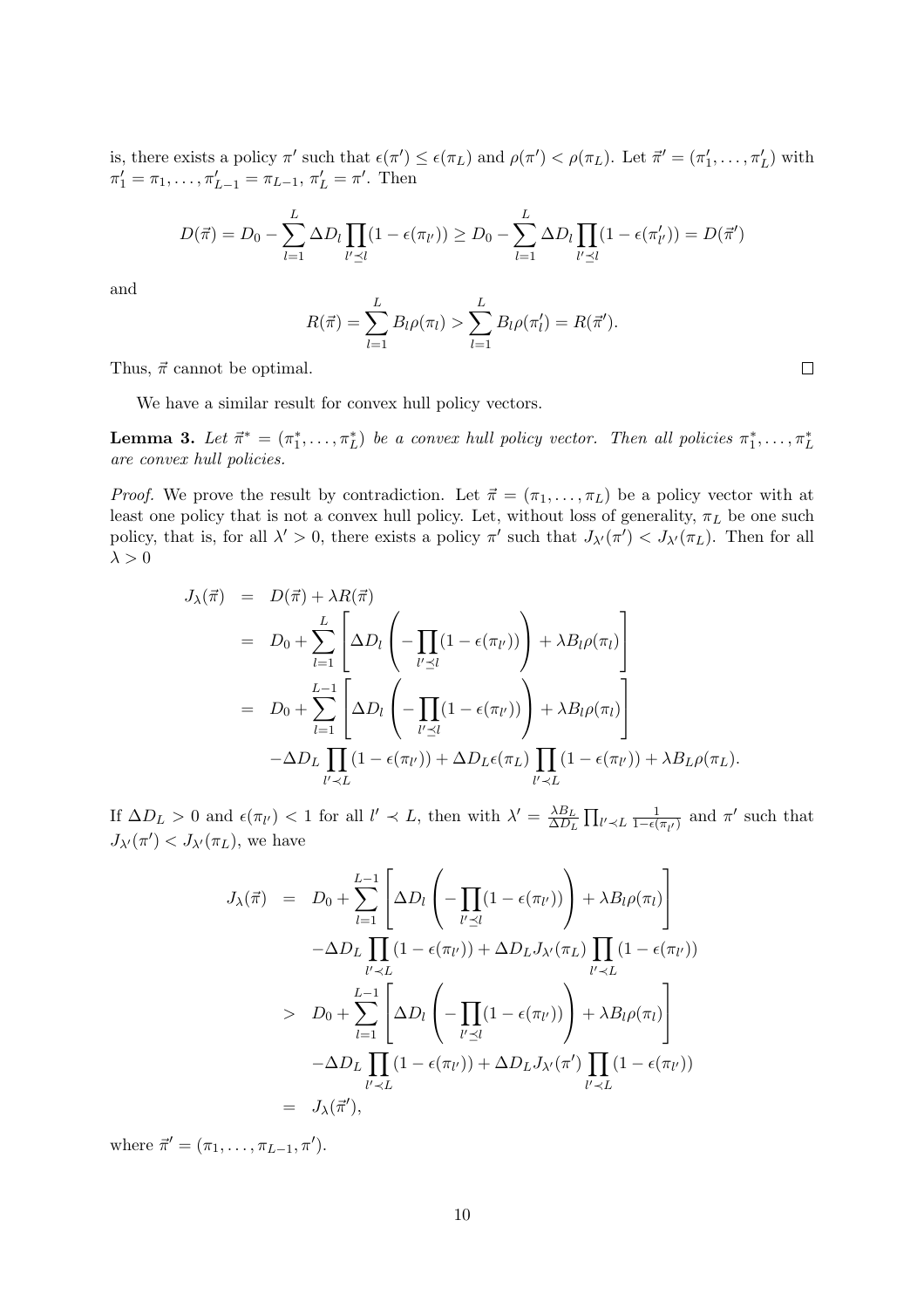is, there exists a policy $\pi'$ such that $\epsilon(\pi') \leq \epsilon(\pi_L)$ and $\rho(\pi') < \rho(\pi_L)$. Let $\vec{\pi}' = (\pi'_1, \ldots, \pi'_L)$ with $\pi'_1 = \pi_1, \ldots, \pi'_{L-1} = \pi_{L-1}, \pi'_L = \pi'$. Then

$$D(\vec{\pi}) = D_0 - \sum_{l=1}^{L} \Delta D_l \prod_{l' \preceq l} (1 - \epsilon(\pi_{l'})) \geq D_0 - \sum_{l=1}^{L} \Delta D_l \prod_{l' \preceq l} (1 - \epsilon(\pi'_{l'})) = D(\vec{\pi}')$$

and

$$R(\vec{\pi}) = \sum_{l=1}^{L} B_l \rho(\pi_l) > \sum_{l=1}^{L} B_l \rho(\pi'_l) = R(\vec{\pi}').$$

Thus, $\vec{\pi}$ cannot be optimal. □

We have a similar result for convex hull policy vectors.

**Lemma 3.** *Let $\vec{\pi}^* = (\pi_1^*, \ldots, \pi_L^*)$ be a convex hull policy vector. Then all policies $\pi_1^*, \ldots, \pi_L^*$ are convex hull policies.*

*Proof.* We prove the result by contradiction. Let $\vec{\pi} = (\pi_1, \ldots, \pi_L)$ be a policy vector with at least one policy that is not a convex hull policy. Let, without loss of generality, $\pi_L$ be one such policy, that is, for all $\lambda' > 0$, there exists a policy $\pi'$ such that $J_{\lambda'}(\pi') < J_{\lambda'}(\pi_L)$. Then for all $\lambda > 0$

$$\begin{aligned}
J_\lambda(\vec{\pi}) &= D(\vec{\pi}) + \lambda R(\vec{\pi}) \\
&= D_0 + \sum_{l=1}^{L} \left[ \Delta D_l \left( -\prod_{l' \preceq l} (1 - \epsilon(\pi_{l'})) \right) + \lambda B_l \rho(\pi_l) \right] \\
&= D_0 + \sum_{l=1}^{L-1} \left[ \Delta D_l \left( -\prod_{l' \preceq l} (1 - \epsilon(\pi_{l'})) \right) + \lambda B_l \rho(\pi_l) \right] \\
&\quad - \Delta D_L \prod_{l' \prec L} (1 - \epsilon(\pi_{l'})) + \Delta D_L \epsilon(\pi_L) \prod_{l' \prec L} (1 - \epsilon(\pi_{l'})) + \lambda B_L \rho(\pi_L).
\end{aligned}$$

If $\Delta D_L > 0$ and $\epsilon(\pi_{l'}) < 1$ for all $l' \prec L$, then with $\lambda' = \frac{\lambda B_L}{\Delta D_L} \prod_{l' \prec L} \frac{1}{1 - \epsilon(\pi_{l'})}$ and $\pi'$ such that $J_{\lambda'}(\pi') < J_{\lambda'}(\pi_L)$, we have

$$\begin{aligned}
J_\lambda(\vec{\pi}) &= D_0 + \sum_{l=1}^{L-1} \left[ \Delta D_l \left( -\prod_{l' \preceq l} (1 - \epsilon(\pi_{l'})) \right) + \lambda B_l \rho(\pi_l) \right] \\
&\quad - \Delta D_L \prod_{l' \prec L} (1 - \epsilon(\pi_{l'})) + \Delta D_L J_{\lambda'}(\pi_L) \prod_{l' \prec L} (1 - \epsilon(\pi_{l'})) \\
&> D_0 + \sum_{l=1}^{L-1} \left[ \Delta D_l \left( -\prod_{l' \preceq l} (1 - \epsilon(\pi_{l'})) \right) + \lambda B_l \rho(\pi_l) \right] \\
&\quad - \Delta D_L \prod_{l' \prec L} (1 - \epsilon(\pi_{l'})) + \Delta D_L J_{\lambda'}(\pi') \prod_{l' \prec L} (1 - \epsilon(\pi_{l'})) \\
&= J_\lambda(\vec{\pi}'),
\end{aligned}$$

where $\vec{\pi}' = (\pi_1, \ldots, \pi_{L-1}, \pi')$.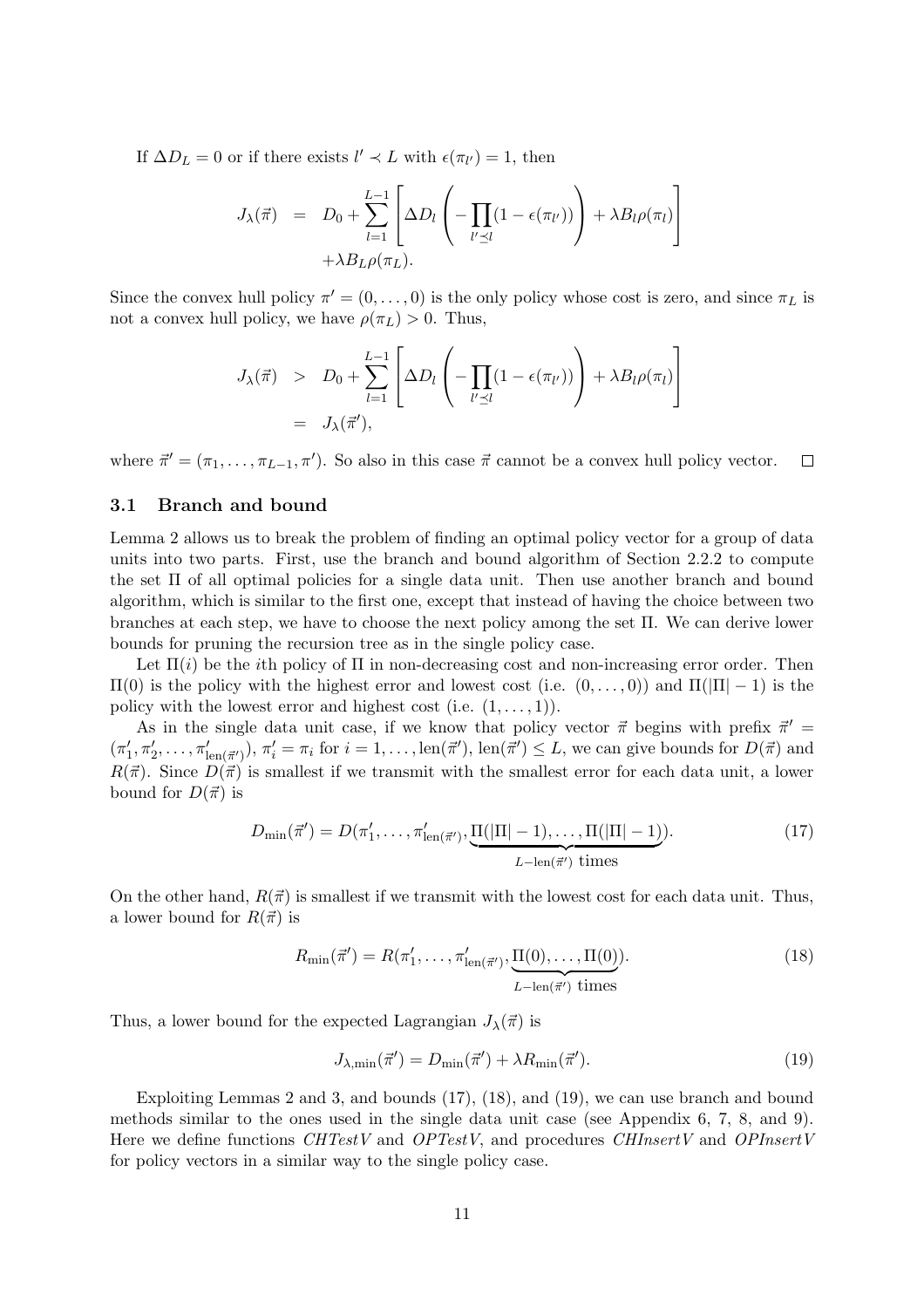If $\Delta D_L = 0$ or if there exists $l' \prec L$ with $\epsilon(\pi_{l'}) = 1$, then

$$
\begin{aligned}
J_\lambda(\vec{\pi}) &= D_0 + \sum_{l=1}^{L-1} \left[ \Delta D_l \left( - \prod_{l' \preceq l} (1 - \epsilon(\pi_{l'})) \right) + \lambda B_l \rho(\pi_l) \right] \\
&\quad + \lambda B_L \rho(\pi_L).
\end{aligned}
$$

Since the convex hull policy $\pi' = (0, \ldots, 0)$ is the only policy whose cost is zero, and since $\pi_L$ is not a convex hull policy, we have $\rho(\pi_L) > 0$. Thus,

$$
\begin{aligned}
J_\lambda(\vec{\pi}) &> D_0 + \sum_{l=1}^{L-1} \left[ \Delta D_l \left( - \prod_{l' \preceq l} (1 - \epsilon(\pi_{l'})) \right) + \lambda B_l \rho(\pi_l) \right] \\
&= J_\lambda(\vec{\pi}'),
\end{aligned}
$$

where $\vec{\pi}' = (\pi_1, \ldots, \pi_{L-1}, \pi')$. So also in this case $\vec{\pi}$ cannot be a convex hull policy vector. $\square$

### 3.1 Branch and bound

Lemma 2 allows us to break the problem of finding an optimal policy vector for a group of data units into two parts. First, use the branch and bound algorithm of Section 2.2.2 to compute the set $\Pi$ of all optimal policies for a single data unit. Then use another branch and bound algorithm, which is similar to the first one, except that instead of having the choice between two branches at each step, we have to choose the next policy among the set $\Pi$. We can derive lower bounds for pruning the recursion tree as in the single policy case.

Let $\Pi(i)$ be the $i$th policy of $\Pi$ in non-decreasing cost and non-increasing error order. Then $\Pi(0)$ is the policy with the highest error and lowest cost (i.e. $(0, \ldots, 0)$) and $\Pi(|\Pi| - 1)$ is the policy with the lowest error and highest cost (i.e. $(1, \ldots, 1)$).

As in the single data unit case, if we know that policy vector $\vec{\pi}$ begins with prefix $\vec{\pi}' = (\pi'_1, \pi'_2, \ldots, \pi'_{\text{len}(\vec{\pi}')})$, $\pi'_i = \pi_i$ for $i = 1, \ldots, \text{len}(\vec{\pi}')$, $\text{len}(\vec{\pi}') \leq L$, we can give bounds for $D(\vec{\pi})$ and $R(\vec{\pi})$. Since $D(\vec{\pi})$ is smallest if we transmit with the smallest error for each data unit, a lower bound for $D(\vec{\pi})$ is

$$
D_{\min}(\vec{\pi}') = D(\pi'_1, \ldots, \pi'_{\text{len}(\vec{\pi}')}, \underbrace{\Pi(|\Pi| - 1), \ldots, \Pi(|\Pi| - 1)}_{L - \text{len}(\vec{\pi}') \text{ times}}). \tag{17}
$$

On the other hand, $R(\vec{\pi})$ is smallest if we transmit with the lowest cost for each data unit. Thus, a lower bound for $R(\vec{\pi})$ is

$$
R_{\min}(\vec{\pi}') = R(\pi'_1, \ldots, \pi'_{\text{len}(\vec{\pi}')}, \underbrace{\Pi(0), \ldots, \Pi(0)}_{L - \text{len}(\vec{\pi}') \text{ times}}). \tag{18}
$$

Thus, a lower bound for the expected Lagrangian $J_\lambda(\vec{\pi})$ is

$$
J_{\lambda,\min}(\vec{\pi}') = D_{\min}(\vec{\pi}') + \lambda R_{\min}(\vec{\pi}'). \tag{19}
$$

Exploiting Lemmas 2 and 3, and bounds (17), (18), and (19), we can use branch and bound methods similar to the ones used in the single data unit case (see Appendix 6, 7, 8, and 9). Here we define functions *CHTestV* and *OPTestV*, and procedures *CHInsertV* and *OPInsertV* for policy vectors in a similar way to the single policy case.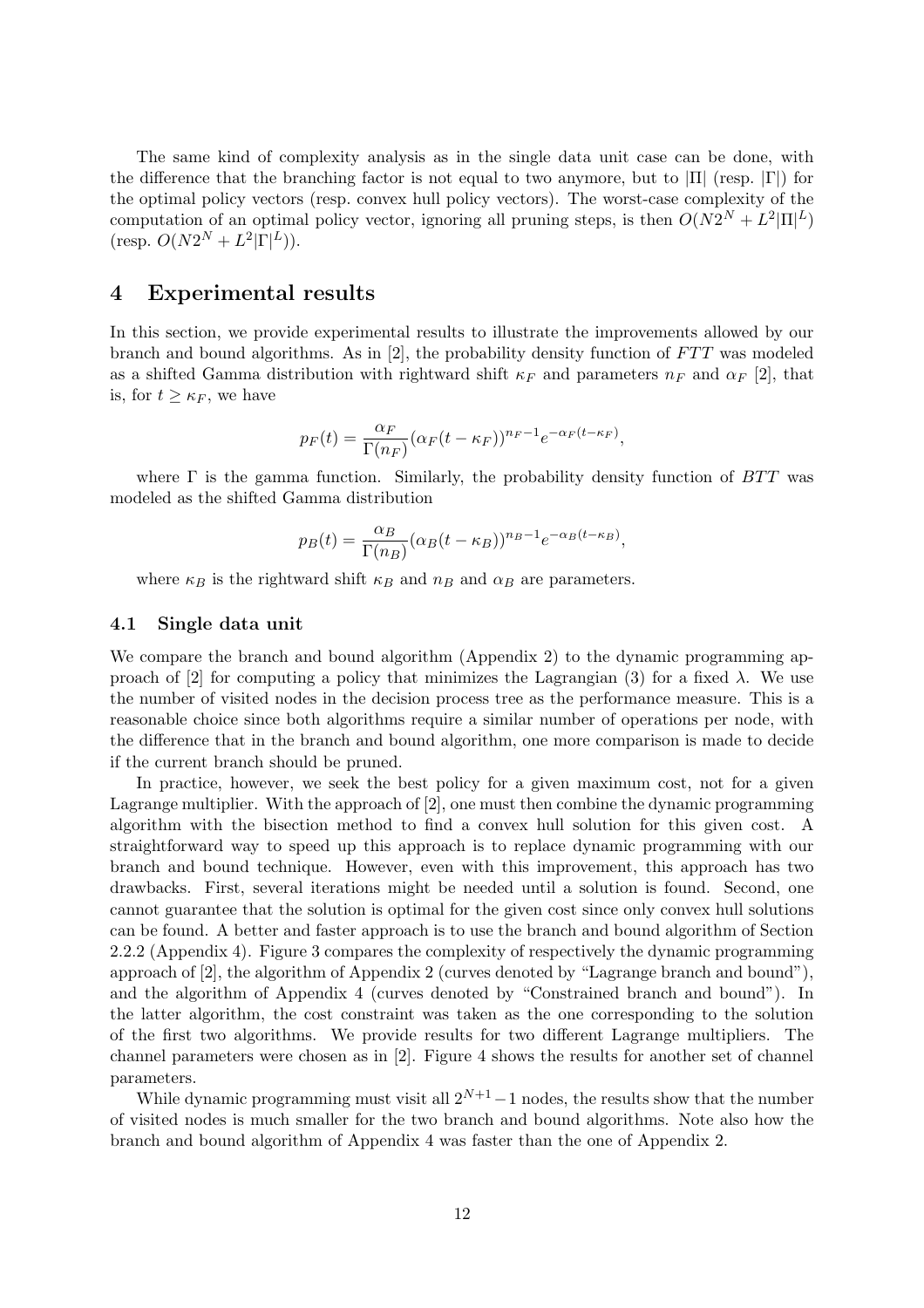The same kind of complexity analysis as in the single data unit case can be done, with the difference that the branching factor is not equal to two anymore, but to $|\Pi|$ (resp. $|\Gamma|$) for the optimal policy vectors (resp. convex hull policy vectors). The worst-case complexity of the computation of an optimal policy vector, ignoring all pruning steps, is then $O(N2^N + L^2|\Pi|^L)$ (resp. $O(N2^N + L^2|\Gamma|^L)$).

# 4 Experimental results

In this section, we provide experimental results to illustrate the improvements allowed by our branch and bound algorithms. As in [2], the probability density function of $FTT$ was modeled as a shifted Gamma distribution with rightward shift $\kappa_F$ and parameters $n_F$ and $\alpha_F$ [2], that is, for $t \geq \kappa_F$, we have

$$p_F(t) = \frac{\alpha_F}{\Gamma(n_F)}(\alpha_F(t-\kappa_F))^{n_F-1}e^{-\alpha_F(t-\kappa_F)},$$

where $\Gamma$ is the gamma function. Similarly, the probability density function of $BTT$ was modeled as the shifted Gamma distribution

$$p_B(t) = \frac{\alpha_B}{\Gamma(n_B)}(\alpha_B(t-\kappa_B))^{n_B-1}e^{-\alpha_B(t-\kappa_B)},$$

where $\kappa_B$ is the rightward shift $\kappa_B$ and $n_B$ and $\alpha_B$ are parameters.

## 4.1 Single data unit

We compare the branch and bound algorithm (Appendix 2) to the dynamic programming approach of [2] for computing a policy that minimizes the Lagrangian (3) for a fixed $\lambda$. We use the number of visited nodes in the decision process tree as the performance measure. This is a reasonable choice since both algorithms require a similar number of operations per node, with the difference that in the branch and bound algorithm, one more comparison is made to decide if the current branch should be pruned.

In practice, however, we seek the best policy for a given maximum cost, not for a given Lagrange multiplier. With the approach of [2], one must then combine the dynamic programming algorithm with the bisection method to find a convex hull solution for this given cost. A straightforward way to speed up this approach is to replace dynamic programming with our branch and bound technique. However, even with this improvement, this approach has two drawbacks. First, several iterations might be needed until a solution is found. Second, one cannot guarantee that the solution is optimal for the given cost since only convex hull solutions can be found. A better and faster approach is to use the branch and bound algorithm of Section 2.2.2 (Appendix 4). Figure 3 compares the complexity of respectively the dynamic programming approach of [2], the algorithm of Appendix 2 (curves denoted by "Lagrange branch and bound"), and the algorithm of Appendix 4 (curves denoted by "Constrained branch and bound"). In the latter algorithm, the cost constraint was taken as the one corresponding to the solution of the first two algorithms. We provide results for two different Lagrange multipliers. The channel parameters were chosen as in [2]. Figure 4 shows the results for another set of channel parameters.

While dynamic programming must visit all $2^{N+1} - 1$ nodes, the results show that the number of visited nodes is much smaller for the two branch and bound algorithms. Note also how the branch and bound algorithm of Appendix 4 was faster than the one of Appendix 2.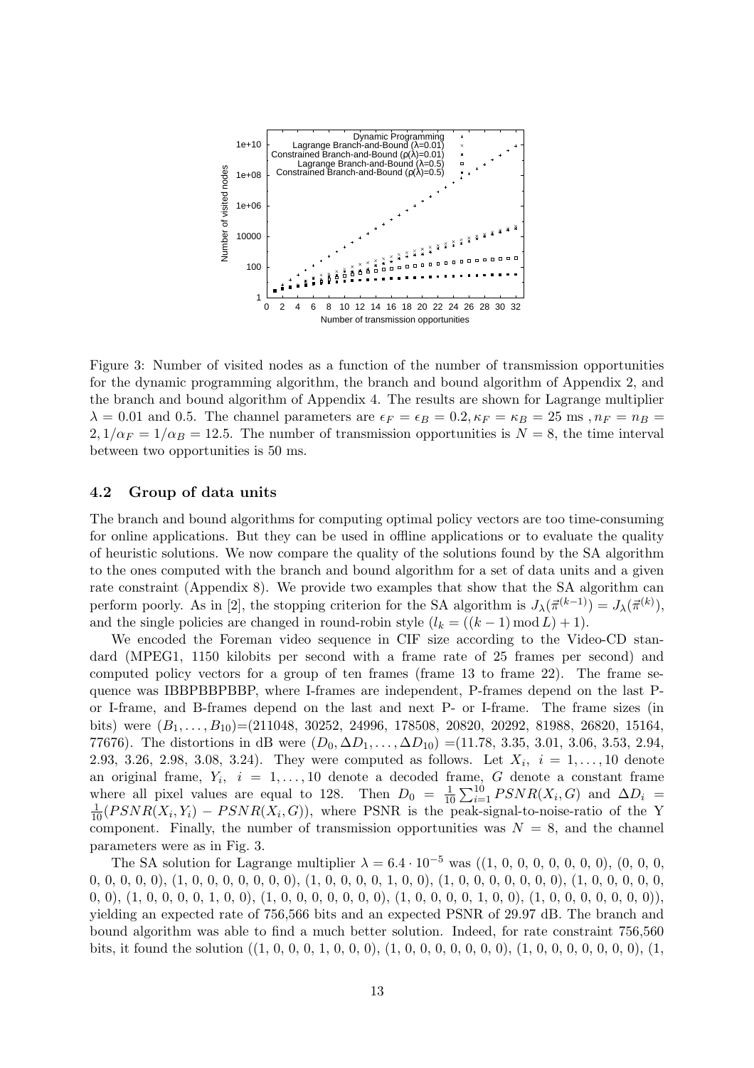Figure 3: Number of visited nodes as a function of the number of transmission opportunities for the dynamic programming algorithm, the branch and bound algorithm of Appendix 2, and the branch and bound algorithm of Appendix 4. The results are shown for Lagrange multiplier $\lambda = 0.01$ and 0.5. The channel parameters are $\epsilon_F = \epsilon_B = 0.2, \kappa_F = \kappa_B = 25$ ms , $n_F = n_B = 2, 1/\alpha_F = 1/\alpha_B = 12.5$. The number of transmission opportunities is $N = 8$, the time interval between two opportunities is 50 ms.

### 4.2 Group of data units

The branch and bound algorithms for computing optimal policy vectors are too time-consuming for online applications. But they can be used in offline applications or to evaluate the quality of heuristic solutions. We now compare the quality of the solutions found by the SA algorithm to the ones computed with the branch and bound algorithm for a set of data units and a given rate constraint (Appendix 8). We provide two examples that show that the SA algorithm can perform poorly. As in [2], the stopping criterion for the SA algorithm is $J_\lambda(\vec{\pi}^{(k-1)}) = J_\lambda(\vec{\pi}^{(k)})$, and the single policies are changed in round-robin style ($l_k = ((k-1) \bmod L) + 1$).

We encoded the Foreman video sequence in CIF size according to the Video-CD standard (MPEG1, 1150 kilobits per second with a frame rate of 25 frames per second) and computed policy vectors for a group of ten frames (frame 13 to frame 22). The frame sequence was IBBPBBPBBP, where I-frames are independent, P-frames depend on the last P- or I-frame, and B-frames depend on the last and next P- or I-frame. The frame sizes (in bits) were $(B_1, \ldots, B_{10})$=(211048, 30252, 24996, 178508, 20820, 20292, 81988, 26820, 15164, 77676). The distortions in dB were $(D_0, \Delta D_1, \ldots, \Delta D_{10})$ =(11.78, 3.35, 3.01, 3.06, 3.53, 2.94, 2.93, 3.26, 2.98, 3.08, 3.24). They were computed as follows. Let $X_i$, $i = 1, \ldots, 10$ denote an original frame, $Y_i$, $i = 1, \ldots, 10$ denote a decoded frame, $G$ denote a constant frame where all pixel values are equal to 128. Then $D_0 = \frac{1}{10}\sum_{i=1}^{10} PSNR(X_i, G)$ and $\Delta D_i = \frac{1}{10}(PSNR(X_i, Y_i) - PSNR(X_i, G))$, where PSNR is the peak-signal-to-noise-ratio of the Y component. Finally, the number of transmission opportunities was $N = 8$, and the channel parameters were as in Fig. 3.

The SA solution for Lagrange multiplier $\lambda = 6.4 \cdot 10^{-5}$ was ((1, 0, 0, 0, 0, 0, 0, 0), (0, 0, 0, 0, 0, 0, 0, 0), (1, 0, 0, 0, 0, 0, 0, 0), (1, 0, 0, 0, 0, 1, 0, 0), (1, 0, 0, 0, 0, 0, 0, 0), (1, 0, 0, 0, 0, 0, 0, 0), (1, 0, 0, 0, 0, 1, 0, 0), (1, 0, 0, 0, 0, 0, 0, 0), (1, 0, 0, 0, 0, 1, 0, 0), (1, 0, 0, 0, 0, 0, 0, 0)), yielding an expected rate of 756,566 bits and an expected PSNR of 29.97 dB. The branch and bound algorithm was able to find a much better solution. Indeed, for rate constraint 756,560 bits, it found the solution ((1, 0, 0, 0, 1, 0, 0, 0), (1, 0, 0, 0, 0, 0, 0, 0), (1, 0, 0, 0, 0, 0, 0, 0), (1,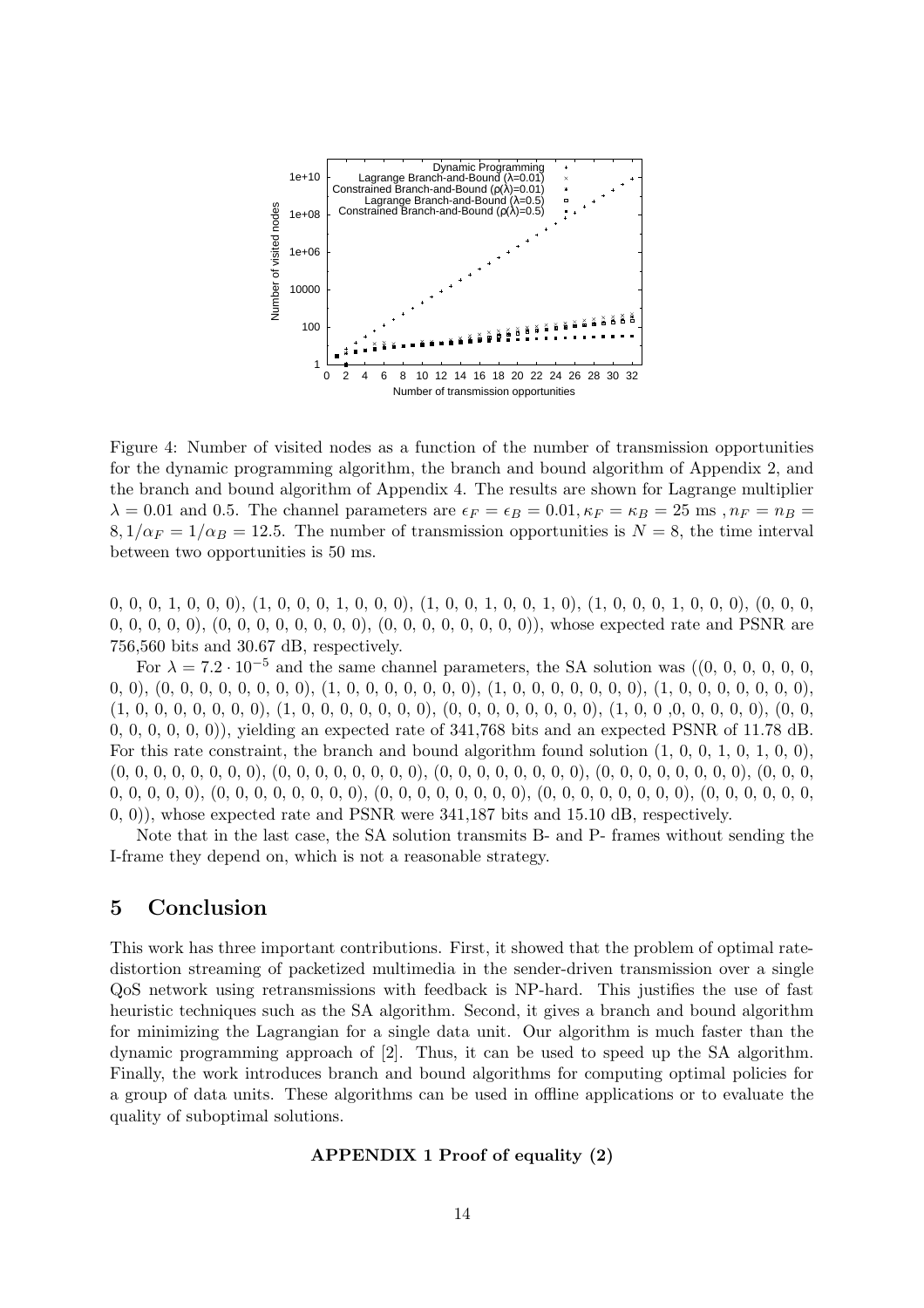Figure 4: Number of visited nodes as a function of the number of transmission opportunities for the dynamic programming algorithm, the branch and bound algorithm of Appendix 2, and the branch and bound algorithm of Appendix 4. The results are shown for Lagrange multiplier $\lambda = 0.01$ and 0.5. The channel parameters are $\epsilon_F = \epsilon_B = 0.01, \kappa_F = \kappa_B = 25$ ms , $n_F = n_B = 8, 1/\alpha_F = 1/\alpha_B = 12.5$. The number of transmission opportunities is $N = 8$, the time interval between two opportunities is 50 ms.

0, 0, 0, 1, 0, 0, 0), (1, 0, 0, 0, 1, 0, 0, 0), (1, 0, 0, 1, 0, 0, 1, 0), (1, 0, 0, 0, 1, 0, 0, 0), (0, 0, 0, 0, 0, 0, 0, 0), (0, 0, 0, 0, 0, 0, 0, 0), (0, 0, 0, 0, 0, 0, 0, 0)), whose expected rate and PSNR are 756,560 bits and 30.67 dB, respectively.

For $\lambda = 7.2 \cdot 10^{-5}$ and the same channel parameters, the SA solution was ((0, 0, 0, 0, 0, 0, 0, 0), (0, 0, 0, 0, 0, 0, 0, 0), (1, 0, 0, 0, 0, 0, 0, 0), (1, 0, 0, 0, 0, 0, 0, 0), (1, 0, 0, 0, 0, 0, 0, 0), (1, 0, 0, 0, 0, 0, 0, 0), (1, 0, 0, 0, 0, 0, 0, 0), (0, 0, 0, 0, 0, 0, 0, 0), (1, 0, 0 ,0, 0, 0, 0, 0), (0, 0, 0, 0, 0, 0, 0, 0)), yielding an expected rate of 341,768 bits and an expected PSNR of 11.78 dB. For this rate constraint, the branch and bound algorithm found solution (1, 0, 0, 1, 0, 1, 0, 0), (0, 0, 0, 0, 0, 0, 0, 0), (0, 0, 0, 0, 0, 0, 0, 0), (0, 0, 0, 0, 0, 0, 0, 0), (0, 0, 0, 0, 0, 0, 0, 0), (0, 0, 0, 0, 0, 0, 0, 0), (0, 0, 0, 0, 0, 0, 0, 0), (0, 0, 0, 0, 0, 0, 0, 0), (0, 0, 0, 0, 0, 0, 0, 0), (0, 0, 0, 0, 0, 0, 0, 0)), whose expected rate and PSNR were 341,187 bits and 15.10 dB, respectively.

Note that in the last case, the SA solution transmits B- and P- frames without sending the I-frame they depend on, which is not a reasonable strategy.

# 5 Conclusion

This work has three important contributions. First, it showed that the problem of optimal rate-distortion streaming of packetized multimedia in the sender-driven transmission over a single QoS network using retransmissions with feedback is NP-hard. This justifies the use of fast heuristic techniques such as the SA algorithm. Second, it gives a branch and bound algorithm for minimizing the Lagrangian for a single data unit. Our algorithm is much faster than the dynamic programming approach of [2]. Thus, it can be used to speed up the SA algorithm. Finally, the work introduces branch and bound algorithms for computing optimal policies for a group of data units. These algorithms can be used in offline applications or to evaluate the quality of suboptimal solutions.

**APPENDIX 1 Proof of equality (2)**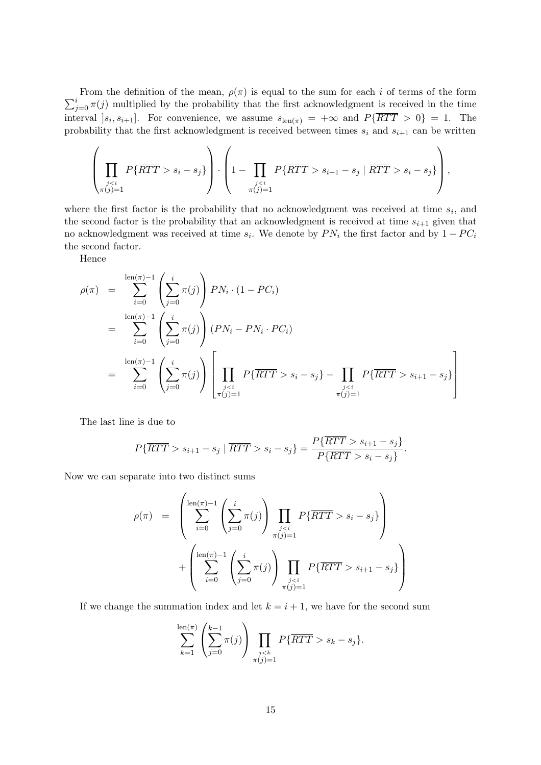From the definition of the mean, $\rho(\pi)$ is equal to the sum for each $i$ of terms of the form $\sum_{j=0}^{i} \pi(j)$ multiplied by the probability that the first acknowledgment is received in the time interval $]s_i, s_{i+1}]$. For convenience, we assume $s_{\text{len}(\pi)} = +\infty$ and $P\{\overline{RTT} > 0\} = 1$. The probability that the first acknowledgment is received between times $s_i$ and $s_{i+1}$ can be written

$$\left( \prod_{\substack{j<i \\ \pi(j)=1}} P\{\overline{RTT} > s_i - s_j\} \right) \cdot \left( 1 - \prod_{\substack{j<i \\ \pi(j)=1}} P\{\overline{RTT} > s_{i+1} - s_j \mid \overline{RTT} > s_i - s_j\} \right),$$

where the first factor is the probability that no acknowledgment was received at time $s_i$, and the second factor is the probability that an acknowledgment is received at time $s_{i+1}$ given that no acknowledgment was received at time $s_i$. We denote by $PN_i$ the first factor and by $1 - PC_i$ the second factor.

Hence

$$\begin{aligned}
\rho(\pi) &= \sum_{i=0}^{\text{len}(\pi)-1} \left( \sum_{j=0}^{i} \pi(j) \right) PN_i \cdot (1 - PC_i) \\
&= \sum_{i=0}^{\text{len}(\pi)-1} \left( \sum_{j=0}^{i} \pi(j) \right) (PN_i - PN_i \cdot PC_i) \\
&= \sum_{i=0}^{\text{len}(\pi)-1} \left( \sum_{j=0}^{i} \pi(j) \right) \left[ \prod_{\substack{j<i \\ \pi(j)=1}} P\{\overline{RTT} > s_i - s_j\} - \prod_{\substack{j<i \\ \pi(j)=1}} P\{\overline{RTT} > s_{i+1} - s_j\} \right]
\end{aligned}$$

The last line is due to

$$P\{\overline{RTT} > s_{i+1} - s_j \mid \overline{RTT} > s_i - s_j\} = \frac{P\{\overline{RTT} > s_{i+1} - s_j\}}{P\{\overline{RTT} > s_i - s_j\}}.$$

Now we can separate into two distinct sums

$$\begin{aligned}
\rho(\pi) = & \left( \sum_{i=0}^{\text{len}(\pi)-1} \left( \sum_{j=0}^{i} \pi(j) \right) \prod_{\substack{j<i \\ \pi(j)=1}} P\{\overline{RTT} > s_i - s_j\} \right) \\
& + \left( \sum_{i=0}^{\text{len}(\pi)-1} \left( \sum_{j=0}^{i} \pi(j) \right) \prod_{\substack{j<i \\ \pi(j)=1}} P\{\overline{RTT} > s_{i+1} - s_j\} \right)
\end{aligned}$$

If we change the summation index and let $k = i + 1$, we have for the second sum

$$\sum_{k=1}^{\text{len}(\pi)} \left( \sum_{j=0}^{k-1} \pi(j) \right) \prod_{\substack{j<k \\ \pi(j)=1}} P\{\overline{RTT} > s_k - s_j\}.$$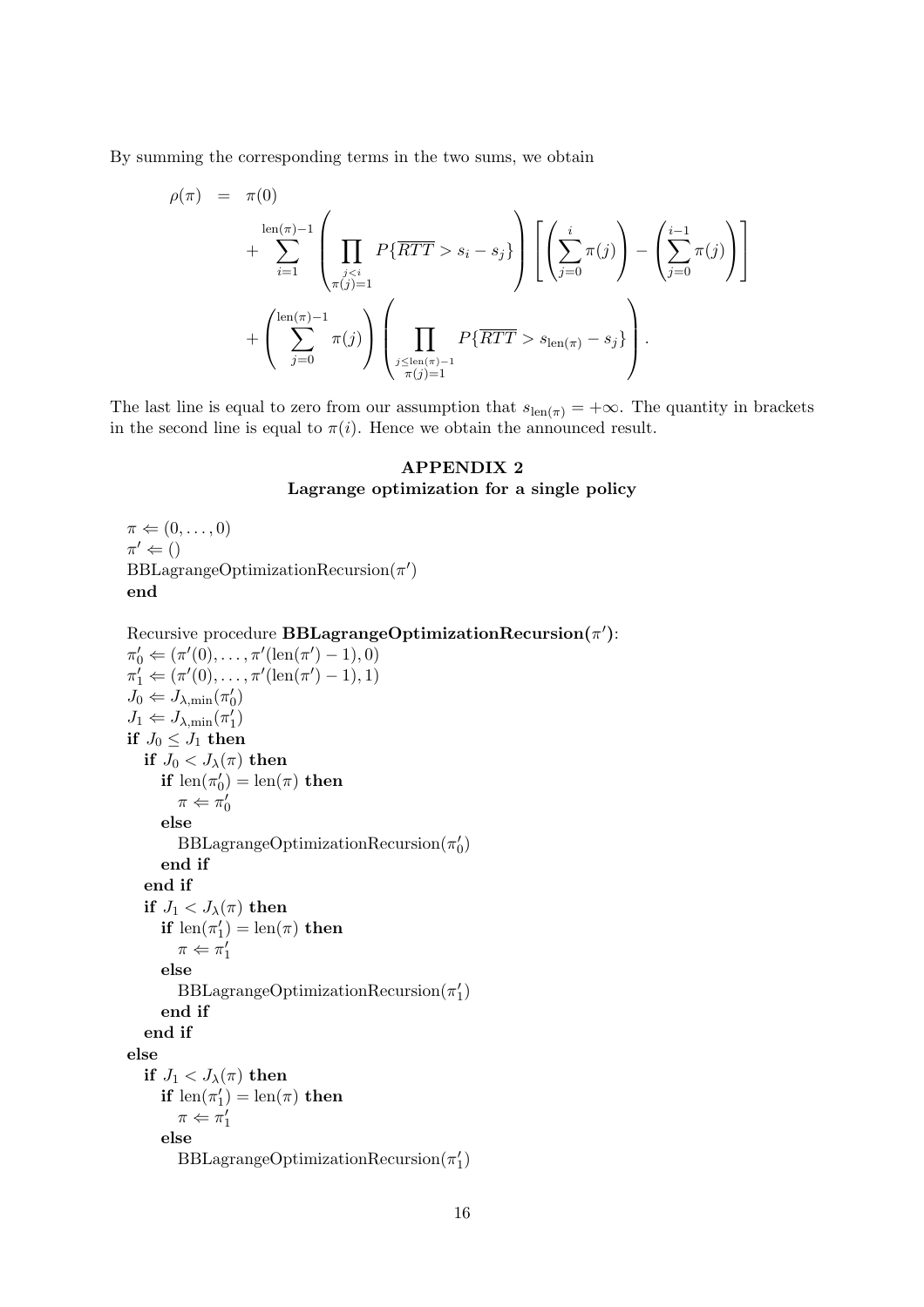By summing the corresponding terms in the two sums, we obtain

$$
\begin{aligned}
\rho(\pi) &= \pi(0) \\
&+ \sum_{i=1}^{\text{len}(\pi)-1} \left( \prod_{\substack{j<i \\ \pi(j)=1}} P\{\overline{RTT} > s_i - s_j\} \right) \left[ \left( \sum_{j=0}^{i} \pi(j) \right) - \left( \sum_{j=0}^{i-1} \pi(j) \right) \right] \\
&+ \left( \sum_{j=0}^{\text{len}(\pi)-1} \pi(j) \right) \left( \prod_{\substack{j \le \text{len}(\pi)-1 \\ \pi(j)=1}} P\{\overline{RTT} > s_{\text{len}(\pi)} - s_j\} \right).
\end{aligned}
$$

The last line is equal to zero from our assumption that $s_{\text{len}(\pi)} = +\infty$. The quantity in brackets in the second line is equal to $\pi(i)$. Hence we obtain the announced result.

## APPENDIX 2
### Lagrange optimization for a single policy

$\pi \Leftarrow (0, \ldots, 0)$
$\pi' \Leftarrow ()$
BBLagrangeOptimizationRecursion($\pi'$)
**end**

Recursive procedure **BBLagrangeOptimizationRecursion($\pi'$)**:
$\pi'_0 \Leftarrow (\pi'(0), \ldots, \pi'(\text{len}(\pi') - 1), 0)$
$\pi'_1 \Leftarrow (\pi'(0), \ldots, \pi'(\text{len}(\pi') - 1), 1)$
$J_0 \Leftarrow J_{\lambda,\min}(\pi'_0)$
$J_1 \Leftarrow J_{\lambda,\min}(\pi'_1)$
**if** $J_0 \le J_1$ **then**
  **if** $J_0 < J_\lambda(\pi)$ **then**
    **if** $\text{len}(\pi'_0) = \text{len}(\pi)$ **then**
      $\pi \Leftarrow \pi'_0$
    **else**
      BBLagrangeOptimizationRecursion($\pi'_0$)
    **end if**
  **end if**
  **if** $J_1 < J_\lambda(\pi)$ **then**
    **if** $\text{len}(\pi'_1) = \text{len}(\pi)$ **then**
      $\pi \Leftarrow \pi'_1$
    **else**
      BBLagrangeOptimizationRecursion($\pi'_1$)
    **end if**
  **end if**
**else**
  **if** $J_1 < J_\lambda(\pi)$ **then**
    **if** $\text{len}(\pi'_1) = \text{len}(\pi)$ **then**
      $\pi \Leftarrow \pi'_1$
    **else**
      BBLagrangeOptimizationRecursion($\pi'_1$)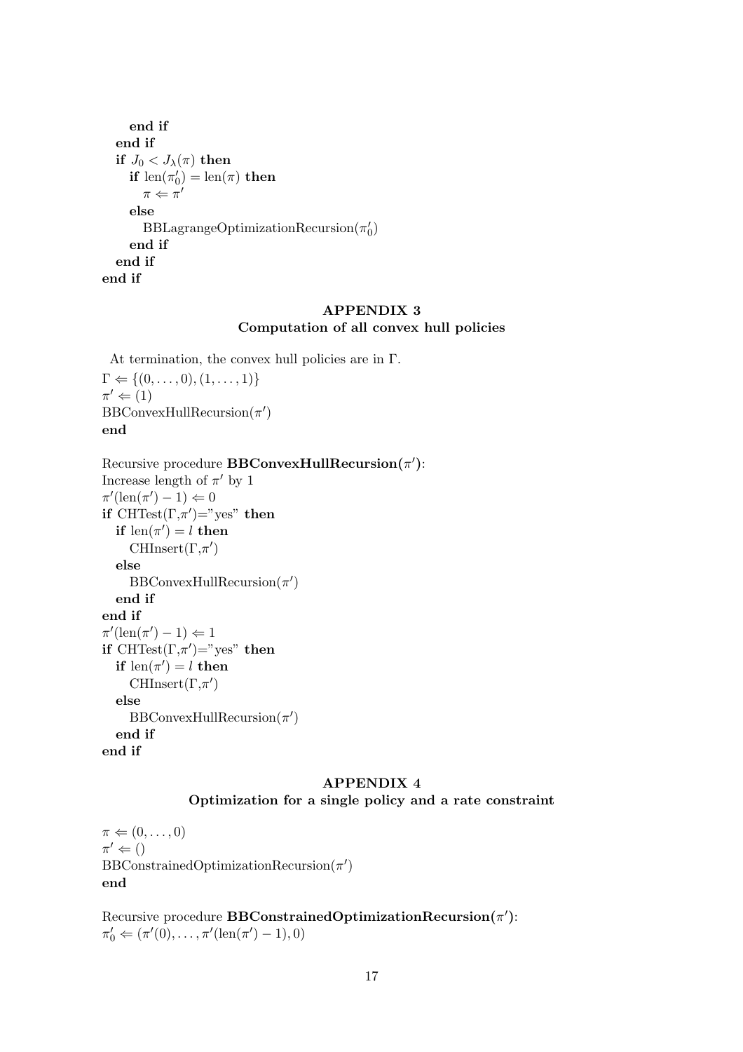```
      end if
   end if
   if J_0 < J_λ(π) then
      if len(π'_0) = len(π) then
         π ⇐ π'
      else
         BBLagrangeOptimizationRecursion(π'_0)
      end if
   end if
end if
```

## APPENDIX 3
### Computation of all convex hull policies

At termination, the convex hull policies are in $\Gamma$.

```
Γ ⇐ {(0, ..., 0), (1, ..., 1)}
π' ⇐ (1)
BBConvexHullRecursion(π')
end
```

Recursive procedure **BBConvexHullRecursion($\pi'$)**:

```
Increase length of π' by 1
π'(len(π') − 1) ⇐ 0
if CHTest(Γ,π')="yes" then
   if len(π') = l then
      CHInsert(Γ,π')
   else
      BBConvexHullRecursion(π')
   end if
end if
π'(len(π') − 1) ⇐ 1
if CHTest(Γ,π')="yes" then
   if len(π') = l then
      CHInsert(Γ,π')
   else
      BBConvexHullRecursion(π')
   end if
end if
```

## APPENDIX 4
### Optimization for a single policy and a rate constraint

```
π ⇐ (0, ..., 0)
π' ⇐ ()
BBConstrainedOptimizationRecursion(π')
end
```

Recursive procedure **BBConstrainedOptimizationRecursion($\pi'$)**:

```
π'_0 ⇐ (π'(0), ..., π'(len(π') − 1), 0)
```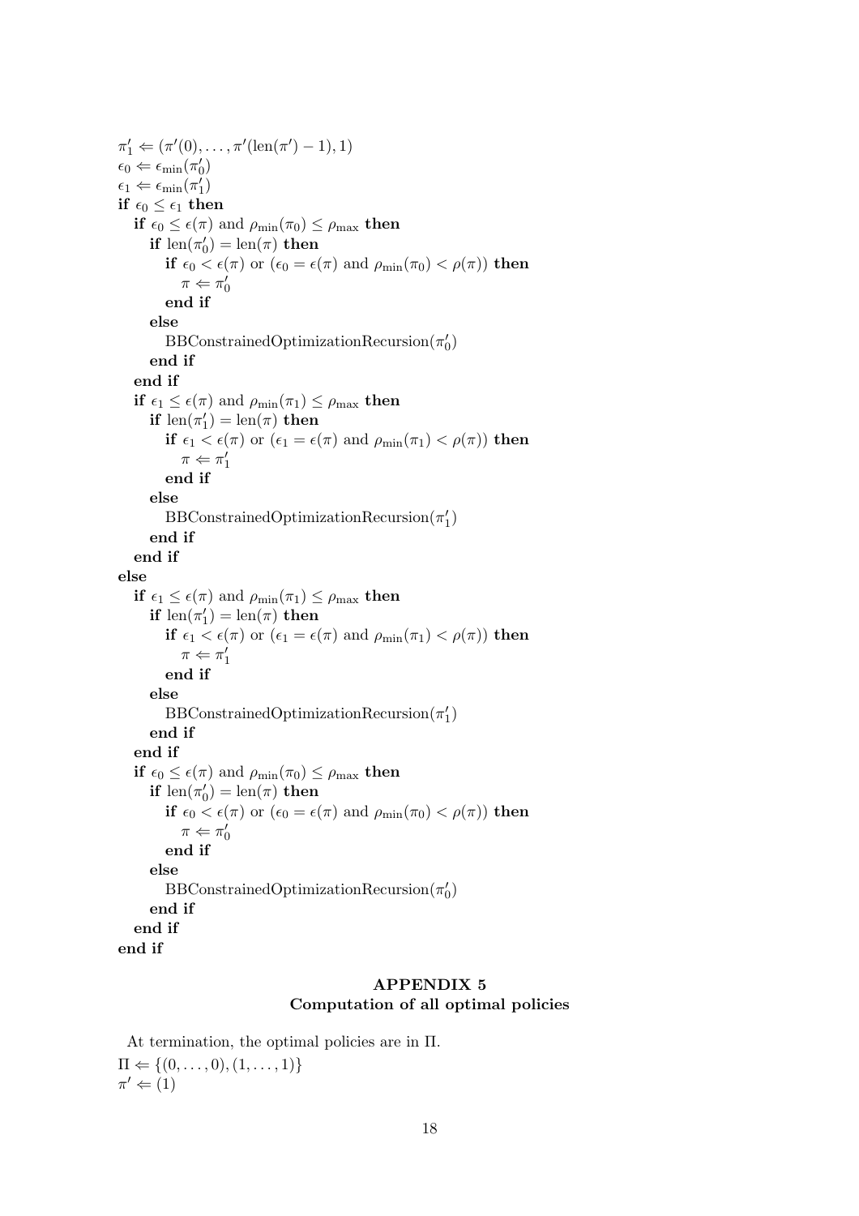$\pi'_1 \Leftarrow (\pi'(0), \ldots, \pi'(\text{len}(\pi') - 1), 1)$
$\epsilon_0 \Leftarrow \epsilon_{\min}(\pi'_0)$
$\epsilon_1 \Leftarrow \epsilon_{\min}(\pi'_1)$
**if** $\epsilon_0 \leq \epsilon_1$ **then**
  **if** $\epsilon_0 \leq \epsilon(\pi)$ and $\rho_{\min}(\pi_0) \leq \rho_{\max}$ **then**
    **if** $\text{len}(\pi'_0) = \text{len}(\pi)$ **then**
      **if** $\epsilon_0 < \epsilon(\pi)$ or ($\epsilon_0 = \epsilon(\pi)$ and $\rho_{\min}(\pi_0) < \rho(\pi)$) **then**
        $\pi \Leftarrow \pi'_0$
      **end if**
    **else**
      BBConstrainedOptimizationRecursion($\pi'_0$)
    **end if**
  **end if**
  **if** $\epsilon_1 \leq \epsilon(\pi)$ and $\rho_{\min}(\pi_1) \leq \rho_{\max}$ **then**
    **if** $\text{len}(\pi'_1) = \text{len}(\pi)$ **then**
      **if** $\epsilon_1 < \epsilon(\pi)$ or ($\epsilon_1 = \epsilon(\pi)$ and $\rho_{\min}(\pi_1) < \rho(\pi)$) **then**
        $\pi \Leftarrow \pi'_1$
      **end if**
    **else**
      BBConstrainedOptimizationRecursion($\pi'_1$)
    **end if**
  **end if**
**else**
  **if** $\epsilon_1 \leq \epsilon(\pi)$ and $\rho_{\min}(\pi_1) \leq \rho_{\max}$ **then**
    **if** $\text{len}(\pi'_1) = \text{len}(\pi)$ **then**
      **if** $\epsilon_1 < \epsilon(\pi)$ or ($\epsilon_1 = \epsilon(\pi)$ and $\rho_{\min}(\pi_1) < \rho(\pi)$) **then**
        $\pi \Leftarrow \pi'_1$
      **end if**
    **else**
      BBConstrainedOptimizationRecursion($\pi'_1$)
    **end if**
  **end if**
  **if** $\epsilon_0 \leq \epsilon(\pi)$ and $\rho_{\min}(\pi_0) \leq \rho_{\max}$ **then**
    **if** $\text{len}(\pi'_0) = \text{len}(\pi)$ **then**
      **if** $\epsilon_0 < \epsilon(\pi)$ or ($\epsilon_0 = \epsilon(\pi)$ and $\rho_{\min}(\pi_0) < \rho(\pi)$) **then**
        $\pi \Leftarrow \pi'_0$
      **end if**
    **else**
      BBConstrainedOptimizationRecursion($\pi'_0$)
    **end if**
  **end if**
**end if**

## APPENDIX 5
## Computation of all optimal policies

At termination, the optimal policies are in $\Pi$.
$\Pi \Leftarrow \{(0, \ldots, 0), (1, \ldots, 1)\}$
$\pi' \Leftarrow (1)$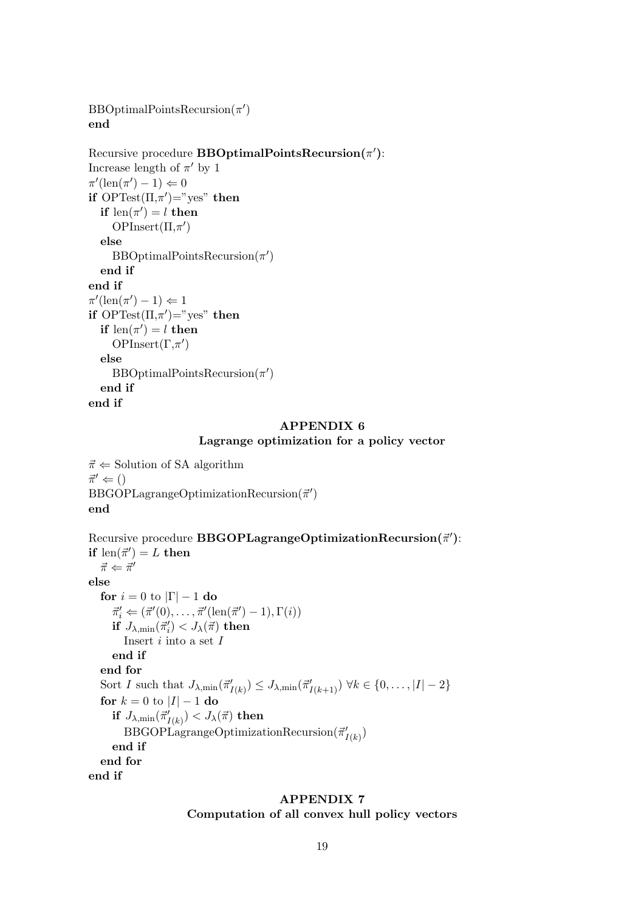BBOptimalPointsRecursion($\pi'$)
**end**

Recursive procedure **BBOptimalPointsRecursion($\pi'$)**:
Increase length of $\pi'$ by 1
$\pi'(\text{len}(\pi') - 1) \Leftarrow 0$
**if** OPTest($\Pi$,$\pi'$)="yes" **then**
  **if** $\text{len}(\pi') = l$ **then**
    OPInsert($\Pi$,$\pi'$)
  **else**
    BBOptimalPointsRecursion($\pi'$)
  **end if**
**end if**
$\pi'(\text{len}(\pi') - 1) \Leftarrow 1$
**if** OPTest($\Pi$,$\pi'$)="yes" **then**
  **if** $\text{len}(\pi') = l$ **then**
    OPInsert($\Gamma$,$\pi'$)
  **else**
    BBOptimalPointsRecursion($\pi'$)
  **end if**
**end if**

## APPENDIX 6
### Lagrange optimization for a policy vector

$\vec{\pi} \Leftarrow$ Solution of SA algorithm
$\vec{\pi}' \Leftarrow ()$
BBGOPLagrangeOptimizationRecursion($\vec{\pi}'$)
**end**

Recursive procedure **BBGOPLagrangeOptimizationRecursion($\vec{\pi}'$)**:
**if** $\text{len}(\vec{\pi}') = L$ **then**
  $\vec{\pi} \Leftarrow \vec{\pi}'$
**else**
  **for** $i = 0$ to $|\Gamma| - 1$ **do**
    $\vec{\pi}'_i \Leftarrow (\vec{\pi}'(0), \ldots, \vec{\pi}'(\text{len}(\vec{\pi}') - 1), \Gamma(i))$
    **if** $J_{\lambda,\min}(\vec{\pi}'_i) < J_\lambda(\vec{\pi})$ **then**
      Insert $i$ into a set $I$
    **end if**
  **end for**
  Sort $I$ such that $J_{\lambda,\min}(\vec{\pi}'_{I(k)}) \leq J_{\lambda,\min}(\vec{\pi}'_{I(k+1)})$ $\forall k \in \{0, \ldots, |I| - 2\}$
  **for** $k = 0$ to $|I| - 1$ **do**
    **if** $J_{\lambda,\min}(\vec{\pi}'_{I(k)}) < J_\lambda(\vec{\pi})$ **then**
      BBGOPLagrangeOptimizationRecursion($\vec{\pi}'_{I(k)}$)
    **end if**
  **end for**
**end if**

## APPENDIX 7
### Computation of all convex hull policy vectors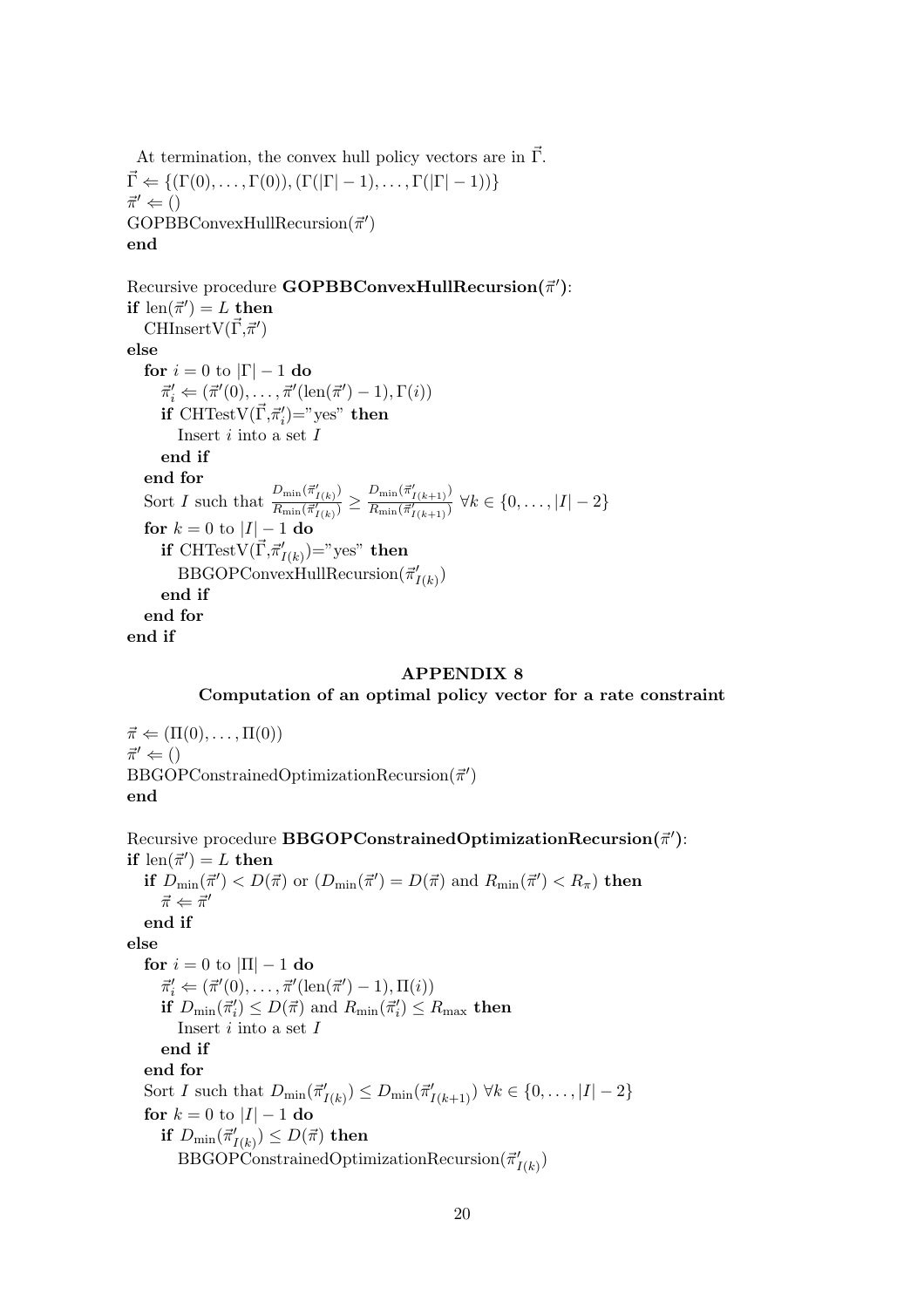At termination, the convex hull policy vectors are in $\vec{\Gamma}$.
$\vec{\Gamma} \Leftarrow \{(\Gamma(0), \ldots, \Gamma(0)), (\Gamma(|\Gamma|-1), \ldots, \Gamma(|\Gamma|-1))\}$
$\vec{\pi}' \Leftarrow ()$
GOPBBConvexHullRecursion($\vec{\pi}'$)
**end**

Recursive procedure **GOPBBConvexHullRecursion($\vec{\pi}'$)**:
**if** len($\vec{\pi}'$) $= L$ **then**
  CHInsertV($\vec{\Gamma}$,$\vec{\pi}'$)
**else**
  **for** $i = 0$ to $|\Gamma| - 1$ **do**
    $\vec{\pi}'_i \Leftarrow (\vec{\pi}'(0), \ldots, \vec{\pi}'(\text{len}(\vec{\pi}') - 1), \Gamma(i))$
    **if** CHTestV($\vec{\Gamma}$,$\vec{\pi}'_i$)="yes" **then**
      Insert $i$ into a set $I$
    **end if**
  **end for**
  Sort $I$ such that $\frac{D_{\min}(\vec{\pi}'_{I(k)})}{R_{\min}(\vec{\pi}'_{I(k)})} \geq \frac{D_{\min}(\vec{\pi}'_{I(k+1)})}{R_{\min}(\vec{\pi}'_{I(k+1)})}$ $\forall k \in \{0, \ldots, |I| - 2\}$
  **for** $k = 0$ to $|I| - 1$ **do**
    **if** CHTestV($\vec{\Gamma}$,$\vec{\pi}'_{I(k)}$)="yes" **then**
      BBGOPConvexHullRecursion($\vec{\pi}'_{I(k)}$)
    **end if**
  **end for**
**end if**

## APPENDIX 8
### Computation of an optimal policy vector for a rate constraint

$\vec{\pi} \Leftarrow (\Pi(0), \ldots, \Pi(0))$
$\vec{\pi}' \Leftarrow ()$
BBGOPConstrainedOptimizationRecursion($\vec{\pi}'$)
**end**

Recursive procedure **BBGOPConstrainedOptimizationRecursion($\vec{\pi}'$)**:
**if** len($\vec{\pi}'$) $= L$ **then**
  **if** $D_{\min}(\vec{\pi}') < D(\vec{\pi})$ or ($D_{\min}(\vec{\pi}') = D(\vec{\pi})$ and $R_{\min}(\vec{\pi}') < R_{\pi}$) **then**
    $\vec{\pi} \Leftarrow \vec{\pi}'$
  **end if**
**else**
  **for** $i = 0$ to $|\Pi| - 1$ **do**
    $\vec{\pi}'_i \Leftarrow (\vec{\pi}'(0), \ldots, \vec{\pi}'(\text{len}(\vec{\pi}') - 1), \Pi(i))$
    **if** $D_{\min}(\vec{\pi}'_i) \leq D(\vec{\pi})$ and $R_{\min}(\vec{\pi}'_i) \leq R_{\max}$ **then**
      Insert $i$ into a set $I$
    **end if**
  **end for**
  Sort $I$ such that $D_{\min}(\vec{\pi}'_{I(k)}) \leq D_{\min}(\vec{\pi}'_{I(k+1)})$ $\forall k \in \{0, \ldots, |I| - 2\}$
  **for** $k = 0$ to $|I| - 1$ **do**
    **if** $D_{\min}(\vec{\pi}'_{I(k)}) \leq D(\vec{\pi})$ **then**
      BBGOPConstrainedOptimizationRecursion($\vec{\pi}'_{I(k)}$)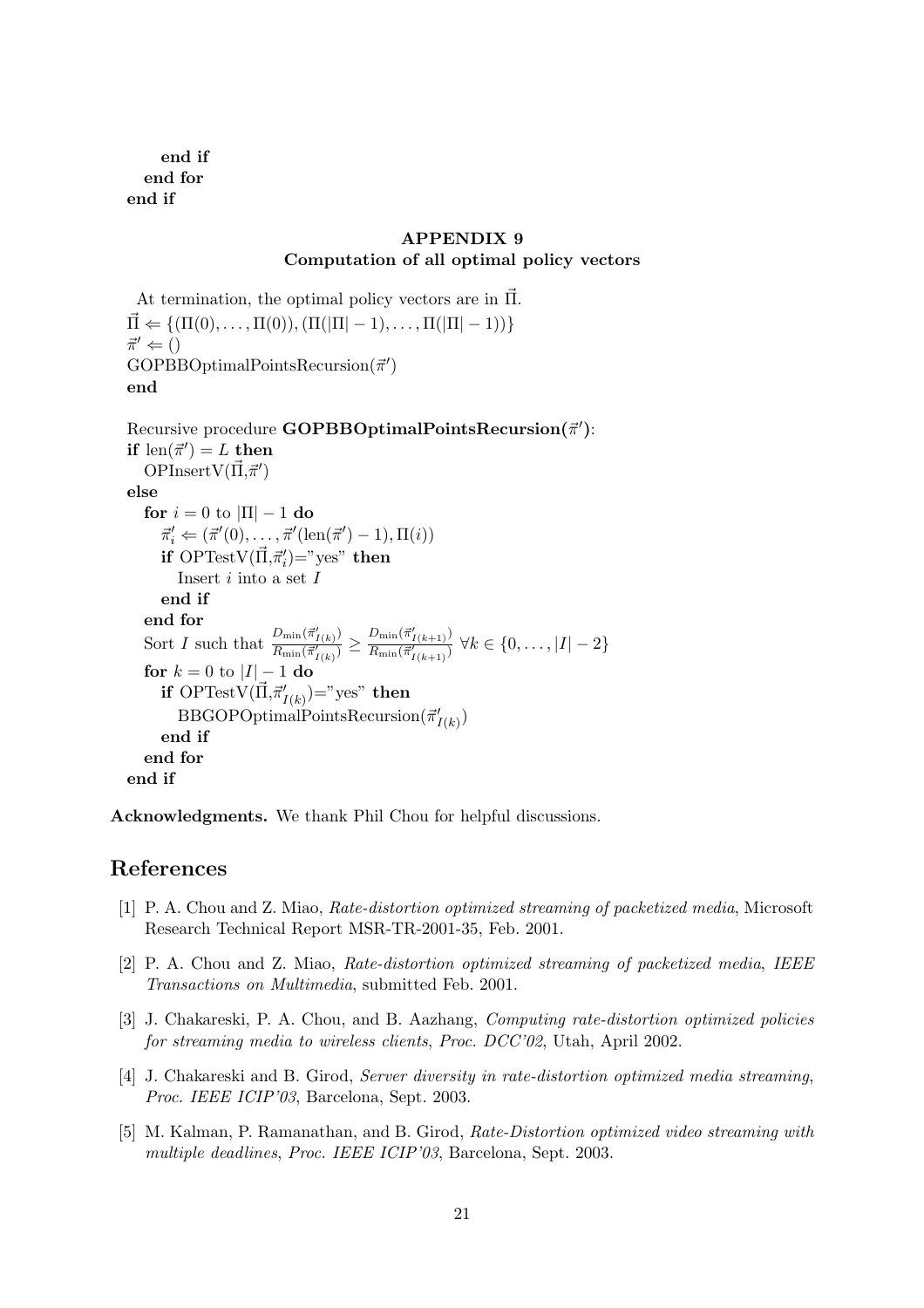**end if**
**end for**
**end if**

## APPENDIX 9
### Computation of all optimal policy vectors

At termination, the optimal policy vectors are in $\vec{\Pi}$.
$\vec{\Pi} \Leftarrow \{(\Pi(0), \ldots, \Pi(0)), (\Pi(|\Pi|-1), \ldots, \Pi(|\Pi|-1))\}$
$\vec{\pi}' \Leftarrow ()$
GOPBBOptimalPointsRecursion($\vec{\pi}'$)
**end**

Recursive procedure **GOPBBOptimalPointsRecursion($\vec{\pi}'$)**:
**if** $\text{len}(\vec{\pi}') = L$ **then**
  OPInsertV($\vec{\Pi}$,$\vec{\pi}'$)
**else**
  **for** $i = 0$ to $|\Pi| - 1$ **do**
    $\vec{\pi}'_i \Leftarrow (\vec{\pi}'(0), \ldots, \vec{\pi}'(\text{len}(\vec{\pi}') - 1), \Pi(i))$
    **if** OPTestV($\vec{\Pi}$,$\vec{\pi}'_i$)="yes" **then**
      Insert $i$ into a set $I$
    **end if**
  **end for**
  Sort $I$ such that $\frac{D_{\min}(\vec{\pi}'_{I(k)})}{R_{\min}(\vec{\pi}'_{I(k)})} \geq \frac{D_{\min}(\vec{\pi}'_{I(k+1)})}{R_{\min}(\vec{\pi}'_{I(k+1)})}$ $\forall k \in \{0, \ldots, |I| - 2\}$
  **for** $k = 0$ to $|I| - 1$ **do**
    **if** OPTestV($\vec{\Pi}$,$\vec{\pi}'_{I(k)}$)="yes" **then**
      BBGOPOptimalPointsRecursion($\vec{\pi}'_{I(k)}$)
    **end if**
  **end for**
**end if**

**Acknowledgments.** We thank Phil Chou for helpful discussions.

# References

[1] P. A. Chou and Z. Miao, *Rate-distortion optimized streaming of packetized media*, Microsoft Research Technical Report MSR-TR-2001-35, Feb. 2001.

[2] P. A. Chou and Z. Miao, *Rate-distortion optimized streaming of packetized media*, *IEEE Transactions on Multimedia*, submitted Feb. 2001.

[3] J. Chakareski, P. A. Chou, and B. Aazhang, *Computing rate-distortion optimized policies for streaming media to wireless clients*, *Proc. DCC'02*, Utah, April 2002.

[4] J. Chakareski and B. Girod, *Server diversity in rate-distortion optimized media streaming*, *Proc. IEEE ICIP'03*, Barcelona, Sept. 2003.

[5] M. Kalman, P. Ramanathan, and B. Girod, *Rate-Distortion optimized video streaming with multiple deadlines*, *Proc. IEEE ICIP'03*, Barcelona, Sept. 2003.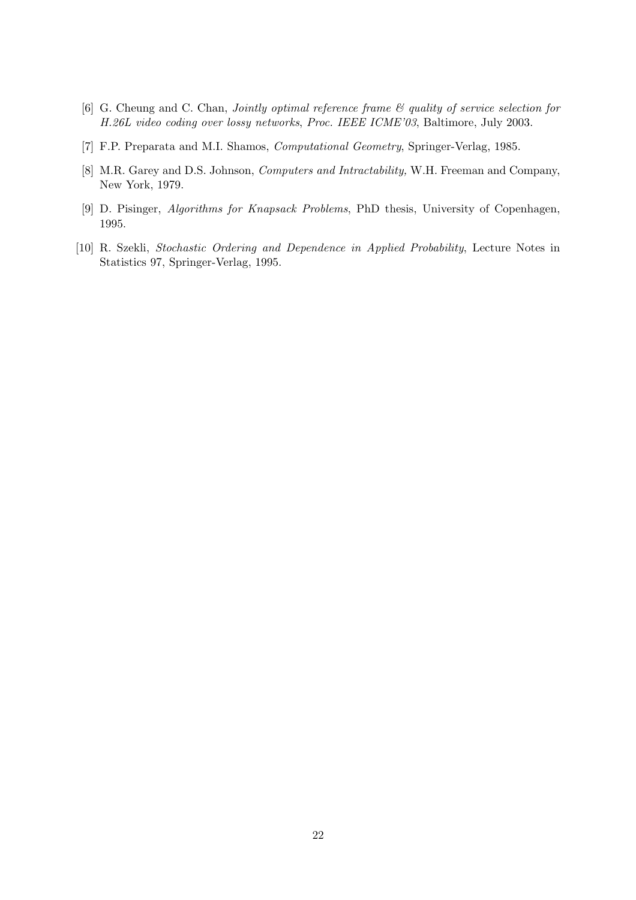[6] G. Cheung and C. Chan, *Jointly optimal reference frame & quality of service selection for H.26L video coding over lossy networks*, *Proc. IEEE ICME'03*, Baltimore, July 2003.

[7] F.P. Preparata and M.I. Shamos, *Computational Geometry*, Springer-Verlag, 1985.

[8] M.R. Garey and D.S. Johnson, *Computers and Intractability,* W.H. Freeman and Company, New York, 1979.

[9] D. Pisinger, *Algorithms for Knapsack Problems*, PhD thesis, University of Copenhagen, 1995.

[10] R. Szekli, *Stochastic Ordering and Dependence in Applied Probability*, Lecture Notes in Statistics 97, Springer-Verlag, 1995.